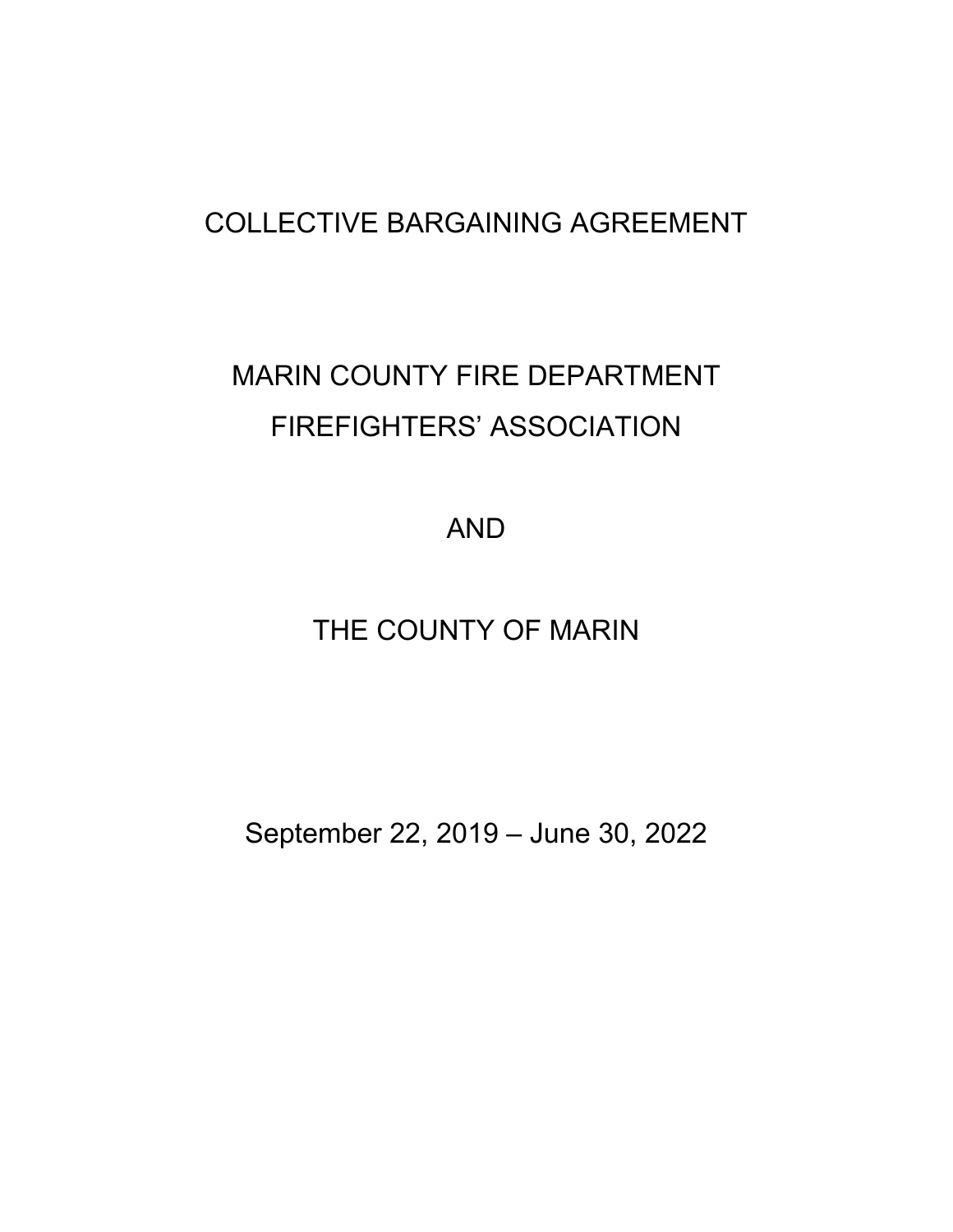# COLLECTIVE BARGAINING AGREEMENT

# MARIN COUNTY FIRE DEPARTMENT FIREFIGHTERS' ASSOCIATION

AND

# THE COUNTY OF MARIN

September 22, 2019 – June 30, 2022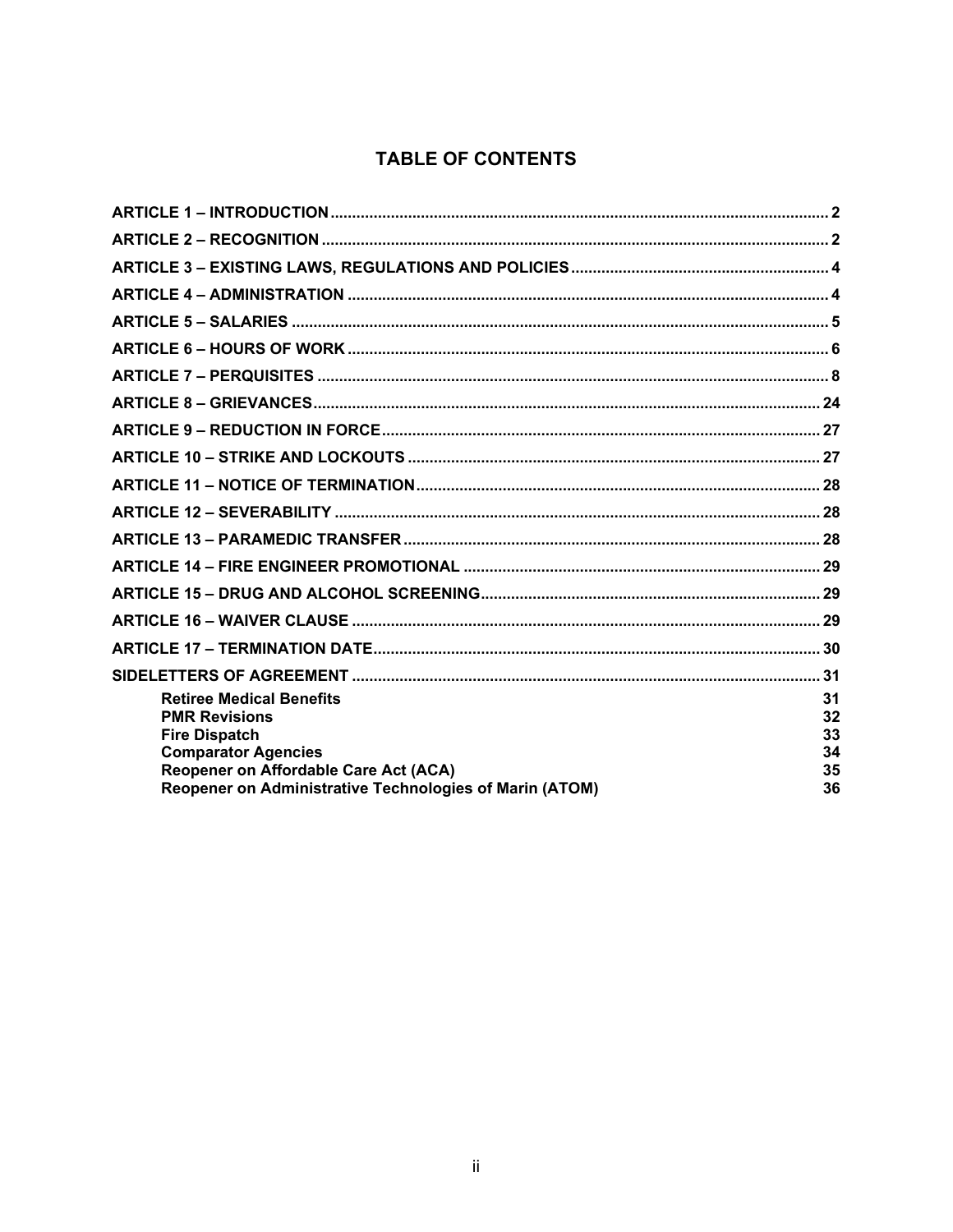# TABLE OF CONTENTS

| | |
|---|---|
| **ARTICLE 1 – INTRODUCTION** | **2** |
| **ARTICLE 2 – RECOGNITION** | **2** |
| **ARTICLE 3 – EXISTING LAWS, REGULATIONS AND POLICIES** | **4** |
| **ARTICLE 4 – ADMINISTRATION** | **4** |
| **ARTICLE 5 – SALARIES** | **5** |
| **ARTICLE 6 – HOURS OF WORK** | **6** |
| **ARTICLE 7 – PERQUISITES** | **8** |
| **ARTICLE 8 – GRIEVANCES** | **24** |
| **ARTICLE 9 – REDUCTION IN FORCE** | **27** |
| **ARTICLE 10 – STRIKE AND LOCKOUTS** | **27** |
| **ARTICLE 11 – NOTICE OF TERMINATION** | **28** |
| **ARTICLE 12 – SEVERABILITY** | **28** |
| **ARTICLE 13 – PARAMEDIC TRANSFER** | **28** |
| **ARTICLE 14 – FIRE ENGINEER PROMOTIONAL** | **29** |
| **ARTICLE 15 – DRUG AND ALCOHOL SCREENING** | **29** |
| **ARTICLE 16 – WAIVER CLAUSE** | **29** |
| **ARTICLE 17 – TERMINATION DATE** | **30** |
| **SIDELETTERS OF AGREEMENT** | **31** |
| **Retiree Medical Benefits** | **31** |
| **PMR Revisions** | **32** |
| **Fire Dispatch** | **33** |
| **Comparator Agencies** | **34** |
| **Reopener on Affordable Care Act (ACA)** | **35** |
| **Reopener on Administrative Technologies of Marin (ATOM)** | **36** |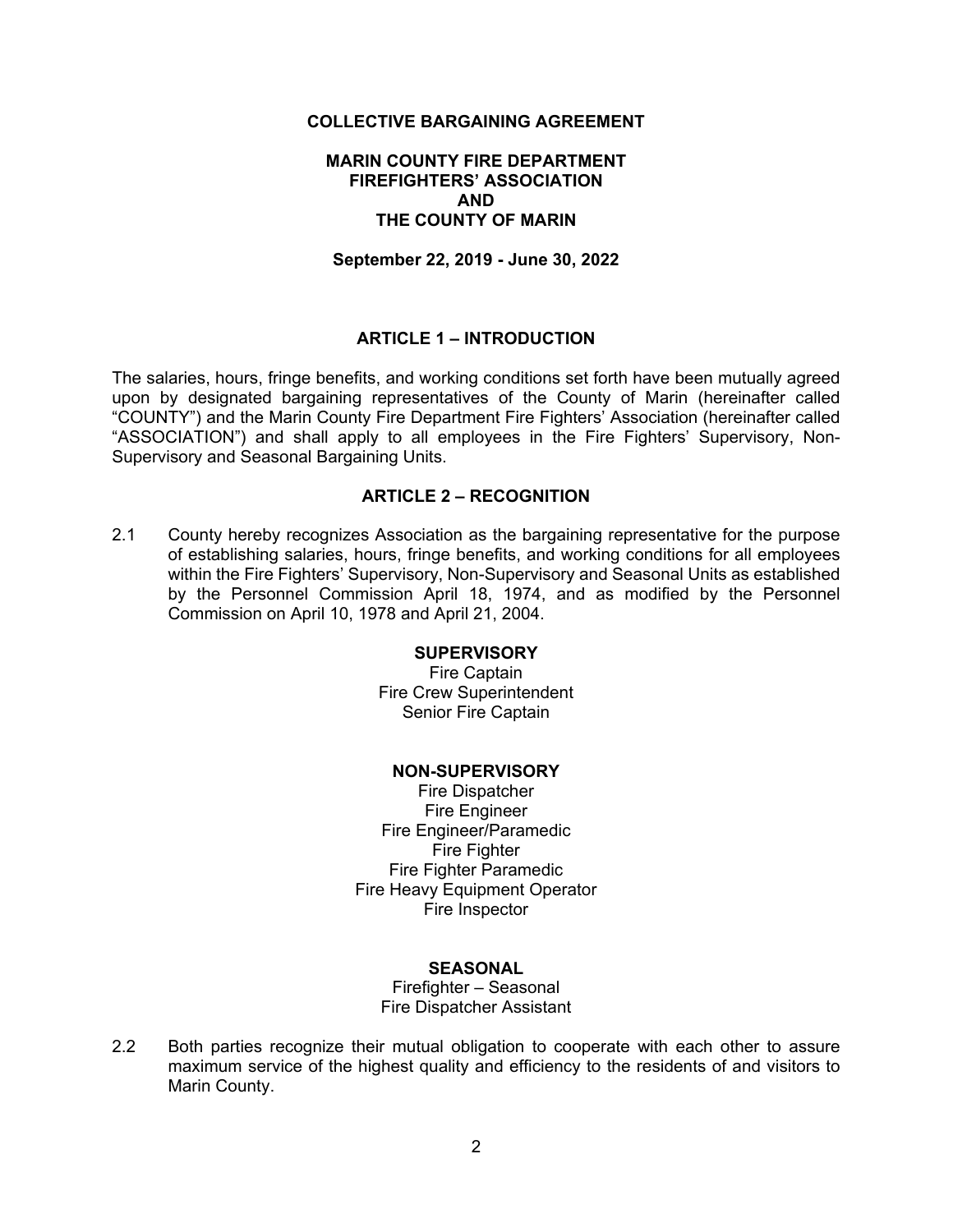**COLLECTIVE BARGAINING AGREEMENT**

**MARIN COUNTY FIRE DEPARTMENT**
**FIREFIGHTERS' ASSOCIATION**
**AND**
**THE COUNTY OF MARIN**

**September 22, 2019 - June 30, 2022**

## ARTICLE 1 – INTRODUCTION

The salaries, hours, fringe benefits, and working conditions set forth have been mutually agreed upon by designated bargaining representatives of the County of Marin (hereinafter called "COUNTY") and the Marin County Fire Department Fire Fighters' Association (hereinafter called "ASSOCIATION") and shall apply to all employees in the Fire Fighters' Supervisory, Non-Supervisory and Seasonal Bargaining Units.

## ARTICLE 2 – RECOGNITION

2.1 County hereby recognizes Association as the bargaining representative for the purpose of establishing salaries, hours, fringe benefits, and working conditions for all employees within the Fire Fighters' Supervisory, Non-Supervisory and Seasonal Units as established by the Personnel Commission April 18, 1974, and as modified by the Personnel Commission on April 10, 1978 and April 21, 2004.

**SUPERVISORY**

Fire Captain
Fire Crew Superintendent
Senior Fire Captain

**NON-SUPERVISORY**

Fire Dispatcher
Fire Engineer
Fire Engineer/Paramedic
Fire Fighter
Fire Fighter Paramedic
Fire Heavy Equipment Operator
Fire Inspector

**SEASONAL**

Firefighter – Seasonal
Fire Dispatcher Assistant

2.2 Both parties recognize their mutual obligation to cooperate with each other to assure maximum service of the highest quality and efficiency to the residents of and visitors to Marin County.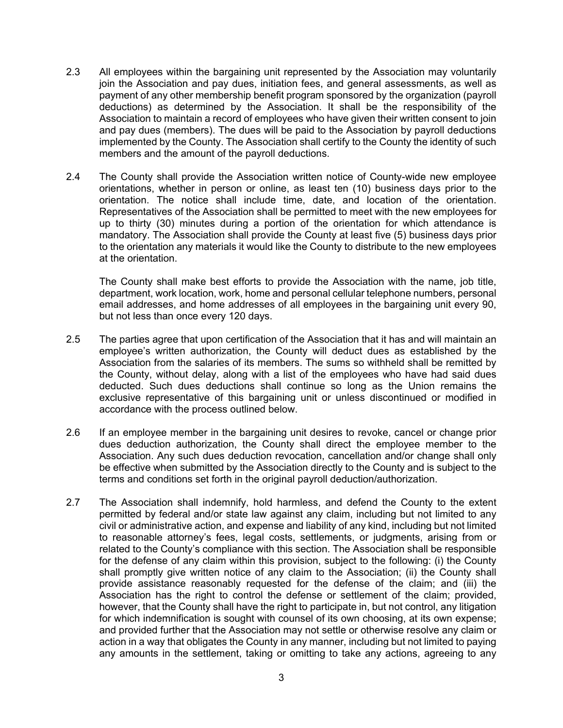2.3 All employees within the bargaining unit represented by the Association may voluntarily join the Association and pay dues, initiation fees, and general assessments, as well as payment of any other membership benefit program sponsored by the organization (payroll deductions) as determined by the Association. It shall be the responsibility of the Association to maintain a record of employees who have given their written consent to join and pay dues (members). The dues will be paid to the Association by payroll deductions implemented by the County. The Association shall certify to the County the identity of such members and the amount of the payroll deductions.

2.4 The County shall provide the Association written notice of County-wide new employee orientations, whether in person or online, as least ten (10) business days prior to the orientation. The notice shall include time, date, and location of the orientation. Representatives of the Association shall be permitted to meet with the new employees for up to thirty (30) minutes during a portion of the orientation for which attendance is mandatory. The Association shall provide the County at least five (5) business days prior to the orientation any materials it would like the County to distribute to the new employees at the orientation.

The County shall make best efforts to provide the Association with the name, job title, department, work location, work, home and personal cellular telephone numbers, personal email addresses, and home addresses of all employees in the bargaining unit every 90, but not less than once every 120 days.

2.5 The parties agree that upon certification of the Association that it has and will maintain an employee's written authorization, the County will deduct dues as established by the Association from the salaries of its members. The sums so withheld shall be remitted by the County, without delay, along with a list of the employees who have had said dues deducted. Such dues deductions shall continue so long as the Union remains the exclusive representative of this bargaining unit or unless discontinued or modified in accordance with the process outlined below.

2.6 If an employee member in the bargaining unit desires to revoke, cancel or change prior dues deduction authorization, the County shall direct the employee member to the Association. Any such dues deduction revocation, cancellation and/or change shall only be effective when submitted by the Association directly to the County and is subject to the terms and conditions set forth in the original payroll deduction/authorization.

2.7 The Association shall indemnify, hold harmless, and defend the County to the extent permitted by federal and/or state law against any claim, including but not limited to any civil or administrative action, and expense and liability of any kind, including but not limited to reasonable attorney's fees, legal costs, settlements, or judgments, arising from or related to the County's compliance with this section. The Association shall be responsible for the defense of any claim within this provision, subject to the following: (i) the County shall promptly give written notice of any claim to the Association; (ii) the County shall provide assistance reasonably requested for the defense of the claim; and (iii) the Association has the right to control the defense or settlement of the claim; provided, however, that the County shall have the right to participate in, but not control, any litigation for which indemnification is sought with counsel of its own choosing, at its own expense; and provided further that the Association may not settle or otherwise resolve any claim or action in a way that obligates the County in any manner, including but not limited to paying any amounts in the settlement, taking or omitting to take any actions, agreeing to any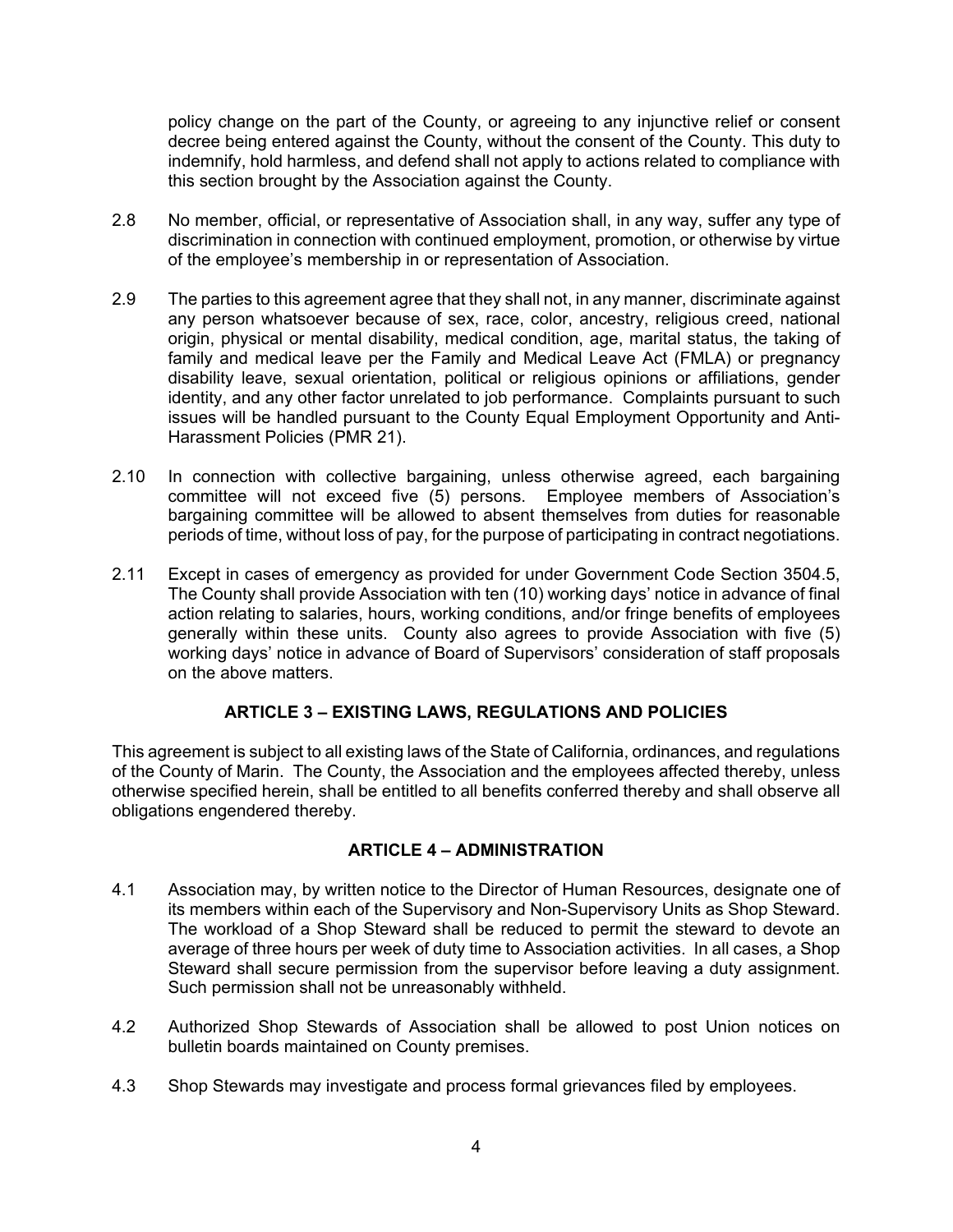policy change on the part of the County, or agreeing to any injunctive relief or consent decree being entered against the County, without the consent of the County. This duty to indemnify, hold harmless, and defend shall not apply to actions related to compliance with this section brought by the Association against the County.

2.8 No member, official, or representative of Association shall, in any way, suffer any type of discrimination in connection with continued employment, promotion, or otherwise by virtue of the employee's membership in or representation of Association.

2.9 The parties to this agreement agree that they shall not, in any manner, discriminate against any person whatsoever because of sex, race, color, ancestry, religious creed, national origin, physical or mental disability, medical condition, age, marital status, the taking of family and medical leave per the Family and Medical Leave Act (FMLA) or pregnancy disability leave, sexual orientation, political or religious opinions or affiliations, gender identity, and any other factor unrelated to job performance. Complaints pursuant to such issues will be handled pursuant to the County Equal Employment Opportunity and Anti-Harassment Policies (PMR 21).

2.10 In connection with collective bargaining, unless otherwise agreed, each bargaining committee will not exceed five (5) persons. Employee members of Association's bargaining committee will be allowed to absent themselves from duties for reasonable periods of time, without loss of pay, for the purpose of participating in contract negotiations.

2.11 Except in cases of emergency as provided for under Government Code Section 3504.5, The County shall provide Association with ten (10) working days' notice in advance of final action relating to salaries, hours, working conditions, and/or fringe benefits of employees generally within these units. County also agrees to provide Association with five (5) working days' notice in advance of Board of Supervisors' consideration of staff proposals on the above matters.

## ARTICLE 3 – EXISTING LAWS, REGULATIONS AND POLICIES

This agreement is subject to all existing laws of the State of California, ordinances, and regulations of the County of Marin. The County, the Association and the employees affected thereby, unless otherwise specified herein, shall be entitled to all benefits conferred thereby and shall observe all obligations engendered thereby.

## ARTICLE 4 – ADMINISTRATION

4.1 Association may, by written notice to the Director of Human Resources, designate one of its members within each of the Supervisory and Non-Supervisory Units as Shop Steward. The workload of a Shop Steward shall be reduced to permit the steward to devote an average of three hours per week of duty time to Association activities. In all cases, a Shop Steward shall secure permission from the supervisor before leaving a duty assignment. Such permission shall not be unreasonably withheld.

4.2 Authorized Shop Stewards of Association shall be allowed to post Union notices on bulletin boards maintained on County premises.

4.3 Shop Stewards may investigate and process formal grievances filed by employees.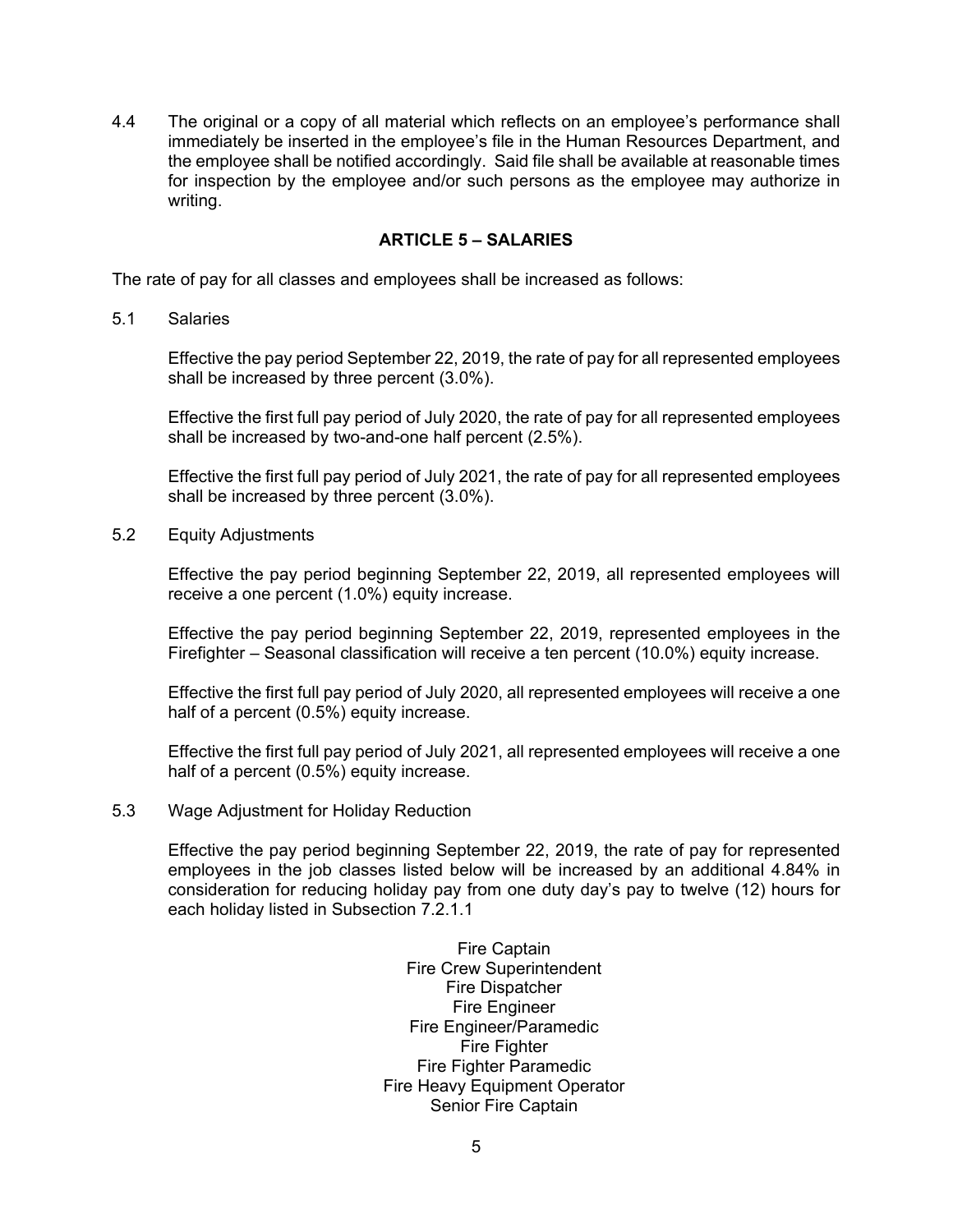4.4 The original or a copy of all material which reflects on an employee's performance shall immediately be inserted in the employee's file in the Human Resources Department, and the employee shall be notified accordingly. Said file shall be available at reasonable times for inspection by the employee and/or such persons as the employee may authorize in writing.

## ARTICLE 5 – SALARIES

The rate of pay for all classes and employees shall be increased as follows:

5.1 Salaries

Effective the pay period September 22, 2019, the rate of pay for all represented employees shall be increased by three percent (3.0%).

Effective the first full pay period of July 2020, the rate of pay for all represented employees shall be increased by two-and-one half percent (2.5%).

Effective the first full pay period of July 2021, the rate of pay for all represented employees shall be increased by three percent (3.0%).

5.2 Equity Adjustments

Effective the pay period beginning September 22, 2019, all represented employees will receive a one percent (1.0%) equity increase.

Effective the pay period beginning September 22, 2019, represented employees in the Firefighter – Seasonal classification will receive a ten percent (10.0%) equity increase.

Effective the first full pay period of July 2020, all represented employees will receive a one half of a percent (0.5%) equity increase.

Effective the first full pay period of July 2021, all represented employees will receive a one half of a percent (0.5%) equity increase.

5.3 Wage Adjustment for Holiday Reduction

Effective the pay period beginning September 22, 2019, the rate of pay for represented employees in the job classes listed below will be increased by an additional 4.84% in consideration for reducing holiday pay from one duty day's pay to twelve (12) hours for each holiday listed in Subsection 7.2.1.1

Fire Captain
Fire Crew Superintendent
Fire Dispatcher
Fire Engineer
Fire Engineer/Paramedic
Fire Fighter
Fire Fighter Paramedic
Fire Heavy Equipment Operator
Senior Fire Captain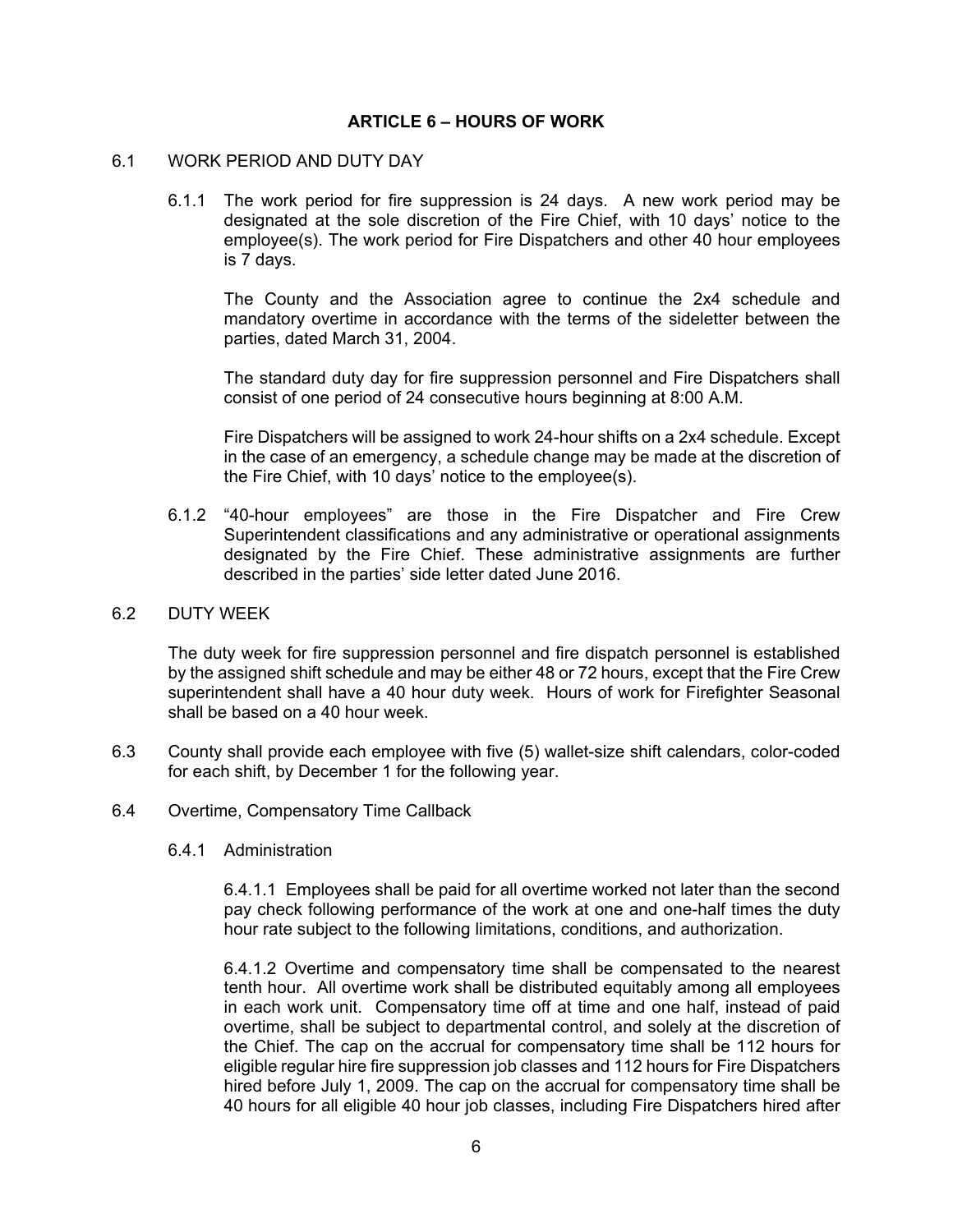## ARTICLE 6 – HOURS OF WORK

6.1 WORK PERIOD AND DUTY DAY

6.1.1 The work period for fire suppression is 24 days. A new work period may be designated at the sole discretion of the Fire Chief, with 10 days' notice to the employee(s). The work period for Fire Dispatchers and other 40 hour employees is 7 days.

The County and the Association agree to continue the 2x4 schedule and mandatory overtime in accordance with the terms of the sideletter between the parties, dated March 31, 2004.

The standard duty day for fire suppression personnel and Fire Dispatchers shall consist of one period of 24 consecutive hours beginning at 8:00 A.M.

Fire Dispatchers will be assigned to work 24-hour shifts on a 2x4 schedule. Except in the case of an emergency, a schedule change may be made at the discretion of the Fire Chief, with 10 days' notice to the employee(s).

6.1.2 "40-hour employees" are those in the Fire Dispatcher and Fire Crew Superintendent classifications and any administrative or operational assignments designated by the Fire Chief. These administrative assignments are further described in the parties' side letter dated June 2016.

6.2 DUTY WEEK

The duty week for fire suppression personnel and fire dispatch personnel is established by the assigned shift schedule and may be either 48 or 72 hours, except that the Fire Crew superintendent shall have a 40 hour duty week. Hours of work for Firefighter Seasonal shall be based on a 40 hour week.

6.3 County shall provide each employee with five (5) wallet-size shift calendars, color-coded for each shift, by December 1 for the following year.

6.4 Overtime, Compensatory Time Callback

6.4.1 Administration

6.4.1.1 Employees shall be paid for all overtime worked not later than the second pay check following performance of the work at one and one-half times the duty hour rate subject to the following limitations, conditions, and authorization.

6.4.1.2 Overtime and compensatory time shall be compensated to the nearest tenth hour. All overtime work shall be distributed equitably among all employees in each work unit. Compensatory time off at time and one half, instead of paid overtime, shall be subject to departmental control, and solely at the discretion of the Chief. The cap on the accrual for compensatory time shall be 112 hours for eligible regular hire fire suppression job classes and 112 hours for Fire Dispatchers hired before July 1, 2009. The cap on the accrual for compensatory time shall be 40 hours for all eligible 40 hour job classes, including Fire Dispatchers hired after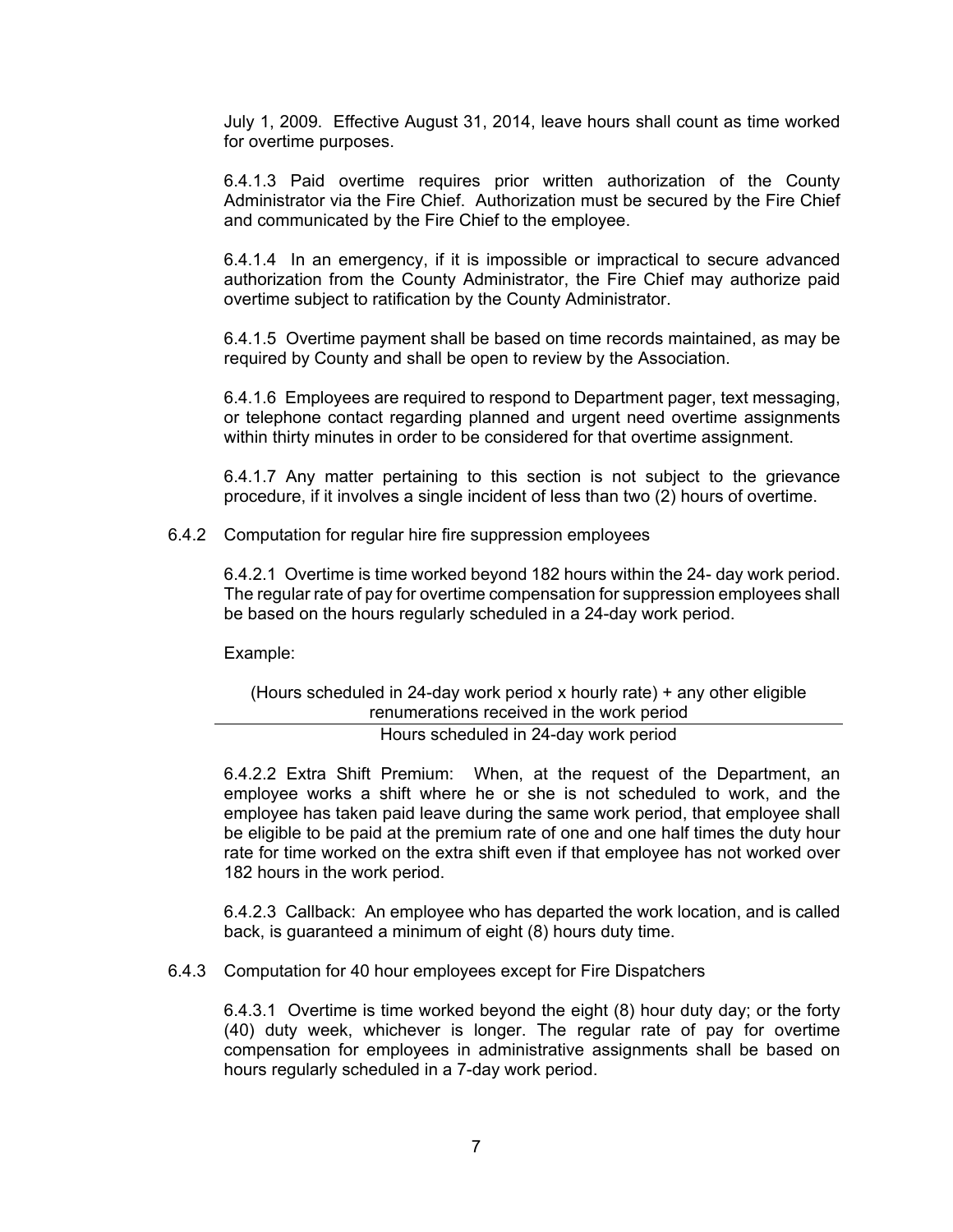July 1, 2009. Effective August 31, 2014, leave hours shall count as time worked for overtime purposes.

6.4.1.3 Paid overtime requires prior written authorization of the County Administrator via the Fire Chief. Authorization must be secured by the Fire Chief and communicated by the Fire Chief to the employee.

6.4.1.4 In an emergency, if it is impossible or impractical to secure advanced authorization from the County Administrator, the Fire Chief may authorize paid overtime subject to ratification by the County Administrator.

6.4.1.5 Overtime payment shall be based on time records maintained, as may be required by County and shall be open to review by the Association.

6.4.1.6 Employees are required to respond to Department pager, text messaging, or telephone contact regarding planned and urgent need overtime assignments within thirty minutes in order to be considered for that overtime assignment.

6.4.1.7 Any matter pertaining to this section is not subject to the grievance procedure, if it involves a single incident of less than two (2) hours of overtime.

6.4.2 Computation for regular hire fire suppression employees

6.4.2.1 Overtime is time worked beyond 182 hours within the 24- day work period. The regular rate of pay for overtime compensation for suppression employees shall be based on the hours regularly scheduled in a 24-day work period.

Example:

$$\frac{\text{(Hours scheduled in 24-day work period x hourly rate) + any other eligible renumerations received in the work period}}{\text{Hours scheduled in 24-day work period}}$$

6.4.2.2 Extra Shift Premium: When, at the request of the Department, an employee works a shift where he or she is not scheduled to work, and the employee has taken paid leave during the same work period, that employee shall be eligible to be paid at the premium rate of one and one half times the duty hour rate for time worked on the extra shift even if that employee has not worked over 182 hours in the work period.

6.4.2.3 Callback: An employee who has departed the work location, and is called back, is guaranteed a minimum of eight (8) hours duty time.

6.4.3 Computation for 40 hour employees except for Fire Dispatchers

6.4.3.1 Overtime is time worked beyond the eight (8) hour duty day; or the forty (40) duty week, whichever is longer. The regular rate of pay for overtime compensation for employees in administrative assignments shall be based on hours regularly scheduled in a 7-day work period.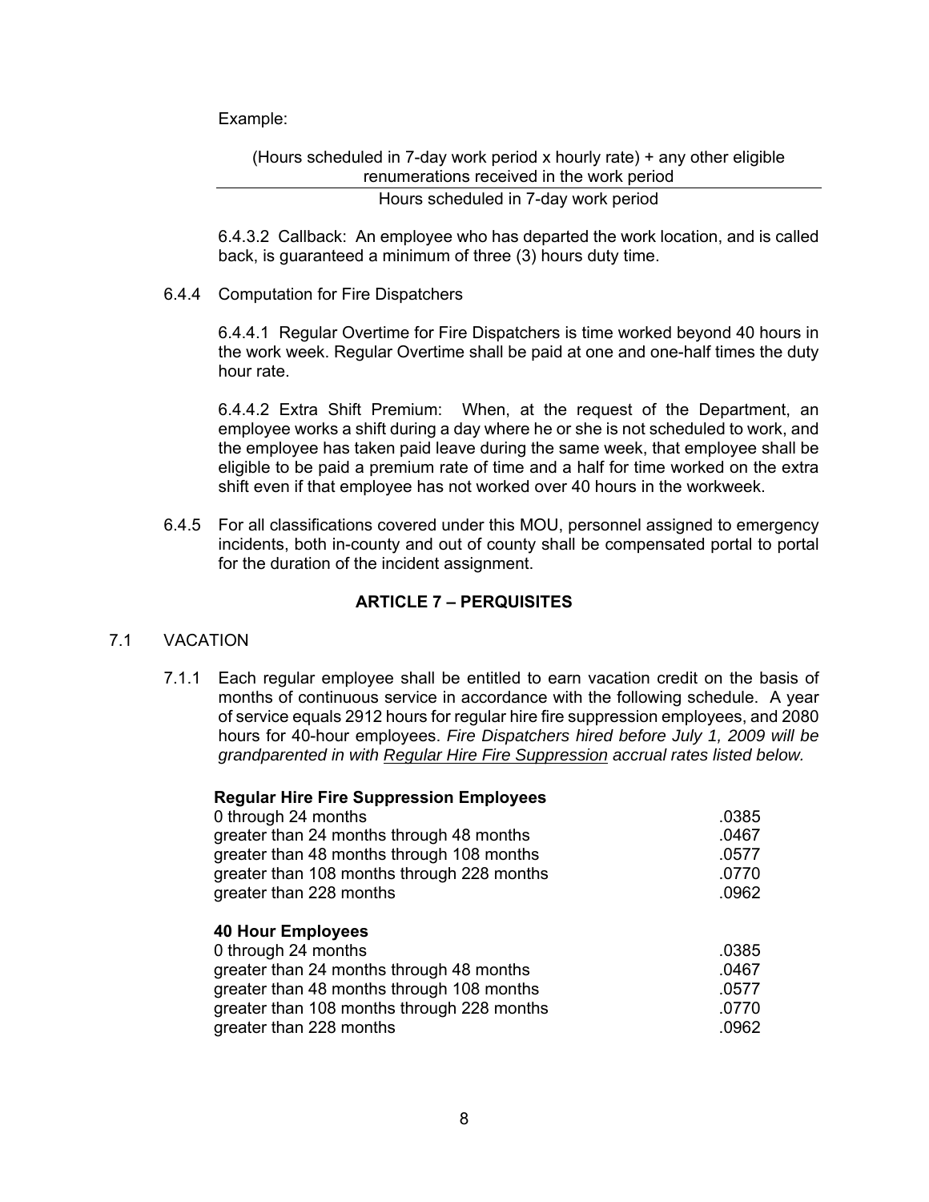Example:

$$\frac{\text{(Hours scheduled in 7-day work period x hourly rate) + any other eligible renumerations received in the work period}}{\text{Hours scheduled in 7-day work period}}$$

6.4.3.2 Callback: An employee who has departed the work location, and is called back, is guaranteed a minimum of three (3) hours duty time.

6.4.4 Computation for Fire Dispatchers

6.4.4.1 Regular Overtime for Fire Dispatchers is time worked beyond 40 hours in the work week. Regular Overtime shall be paid at one and one-half times the duty hour rate.

6.4.4.2 Extra Shift Premium: When, at the request of the Department, an employee works a shift during a day where he or she is not scheduled to work, and the employee has taken paid leave during the same week, that employee shall be eligible to be paid a premium rate of time and a half for time worked on the extra shift even if that employee has not worked over 40 hours in the workweek.

6.4.5 For all classifications covered under this MOU, personnel assigned to emergency incidents, both in-county and out of county shall be compensated portal to portal for the duration of the incident assignment.

## ARTICLE 7 – PERQUISITES

7.1 VACATION

7.1.1 Each regular employee shall be entitled to earn vacation credit on the basis of months of continuous service in accordance with the following schedule. A year of service equals 2912 hours for regular hire fire suppression employees, and 2080 hours for 40-hour employees. *Fire Dispatchers hired before July 1, 2009 will be grandparented in with Regular Hire Fire Suppression accrual rates listed below.*

**Regular Hire Fire Suppression Employees**

| | |
|---|---|
| 0 through 24 months | .0385 |
| greater than 24 months through 48 months | .0467 |
| greater than 48 months through 108 months | .0577 |
| greater than 108 months through 228 months | .0770 |
| greater than 228 months | .0962 |

**40 Hour Employees**

| | |
|---|---|
| 0 through 24 months | .0385 |
| greater than 24 months through 48 months | .0467 |
| greater than 48 months through 108 months | .0577 |
| greater than 108 months through 228 months | .0770 |
| greater than 228 months | .0962 |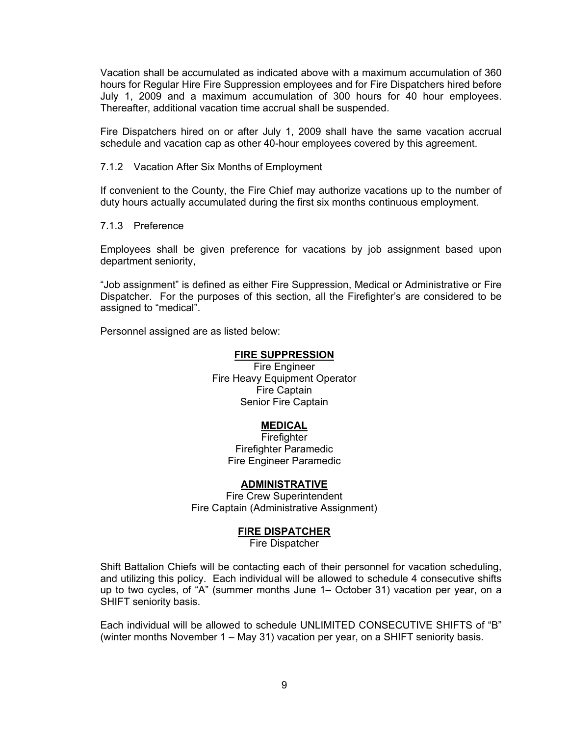Vacation shall be accumulated as indicated above with a maximum accumulation of 360 hours for Regular Hire Fire Suppression employees and for Fire Dispatchers hired before July 1, 2009 and a maximum accumulation of 300 hours for 40 hour employees. Thereafter, additional vacation time accrual shall be suspended.

Fire Dispatchers hired on or after July 1, 2009 shall have the same vacation accrual schedule and vacation cap as other 40-hour employees covered by this agreement.

7.1.2 Vacation After Six Months of Employment

If convenient to the County, the Fire Chief may authorize vacations up to the number of duty hours actually accumulated during the first six months continuous employment.

7.1.3 Preference

Employees shall be given preference for vacations by job assignment based upon department seniority,

"Job assignment" is defined as either Fire Suppression, Medical or Administrative or Fire Dispatcher. For the purposes of this section, all the Firefighter's are considered to be assigned to "medical".

Personnel assigned are as listed below:

**FIRE SUPPRESSION**

Fire Engineer
Fire Heavy Equipment Operator
Fire Captain
Senior Fire Captain

**MEDICAL**

Firefighter
Firefighter Paramedic
Fire Engineer Paramedic

**ADMINISTRATIVE**

Fire Crew Superintendent
Fire Captain (Administrative Assignment)

**FIRE DISPATCHER**

Fire Dispatcher

Shift Battalion Chiefs will be contacting each of their personnel for vacation scheduling, and utilizing this policy. Each individual will be allowed to schedule 4 consecutive shifts up to two cycles, of "A" (summer months June 1– October 31) vacation per year, on a SHIFT seniority basis.

Each individual will be allowed to schedule UNLIMITED CONSECUTIVE SHIFTS of "B" (winter months November 1 – May 31) vacation per year, on a SHIFT seniority basis.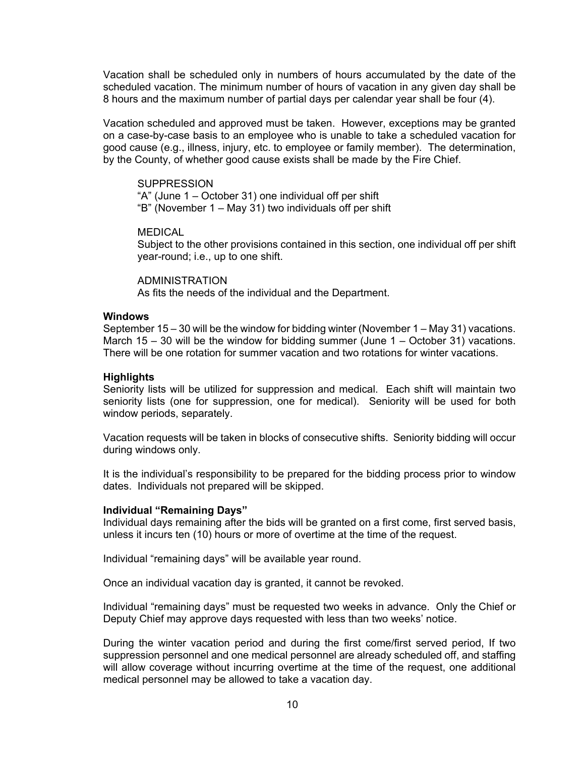Vacation shall be scheduled only in numbers of hours accumulated by the date of the scheduled vacation. The minimum number of hours of vacation in any given day shall be 8 hours and the maximum number of partial days per calendar year shall be four (4).

Vacation scheduled and approved must be taken. However, exceptions may be granted on a case-by-case basis to an employee who is unable to take a scheduled vacation for good cause (e.g., illness, injury, etc. to employee or family member). The determination, by the County, of whether good cause exists shall be made by the Fire Chief.

SUPPRESSION
"A" (June 1 – October 31) one individual off per shift
"B" (November 1 – May 31) two individuals off per shift

MEDICAL
Subject to the other provisions contained in this section, one individual off per shift year-round; i.e., up to one shift.

ADMINISTRATION
As fits the needs of the individual and the Department.

**Windows**
September 15 – 30 will be the window for bidding winter (November 1 – May 31) vacations. March 15 – 30 will be the window for bidding summer (June 1 – October 31) vacations. There will be one rotation for summer vacation and two rotations for winter vacations.

**Highlights**
Seniority lists will be utilized for suppression and medical. Each shift will maintain two seniority lists (one for suppression, one for medical). Seniority will be used for both window periods, separately.

Vacation requests will be taken in blocks of consecutive shifts. Seniority bidding will occur during windows only.

It is the individual's responsibility to be prepared for the bidding process prior to window dates. Individuals not prepared will be skipped.

**Individual "Remaining Days"**
Individual days remaining after the bids will be granted on a first come, first served basis, unless it incurs ten (10) hours or more of overtime at the time of the request.

Individual "remaining days" will be available year round.

Once an individual vacation day is granted, it cannot be revoked.

Individual "remaining days" must be requested two weeks in advance. Only the Chief or Deputy Chief may approve days requested with less than two weeks' notice.

During the winter vacation period and during the first come/first served period, If two suppression personnel and one medical personnel are already scheduled off, and staffing will allow coverage without incurring overtime at the time of the request, one additional medical personnel may be allowed to take a vacation day.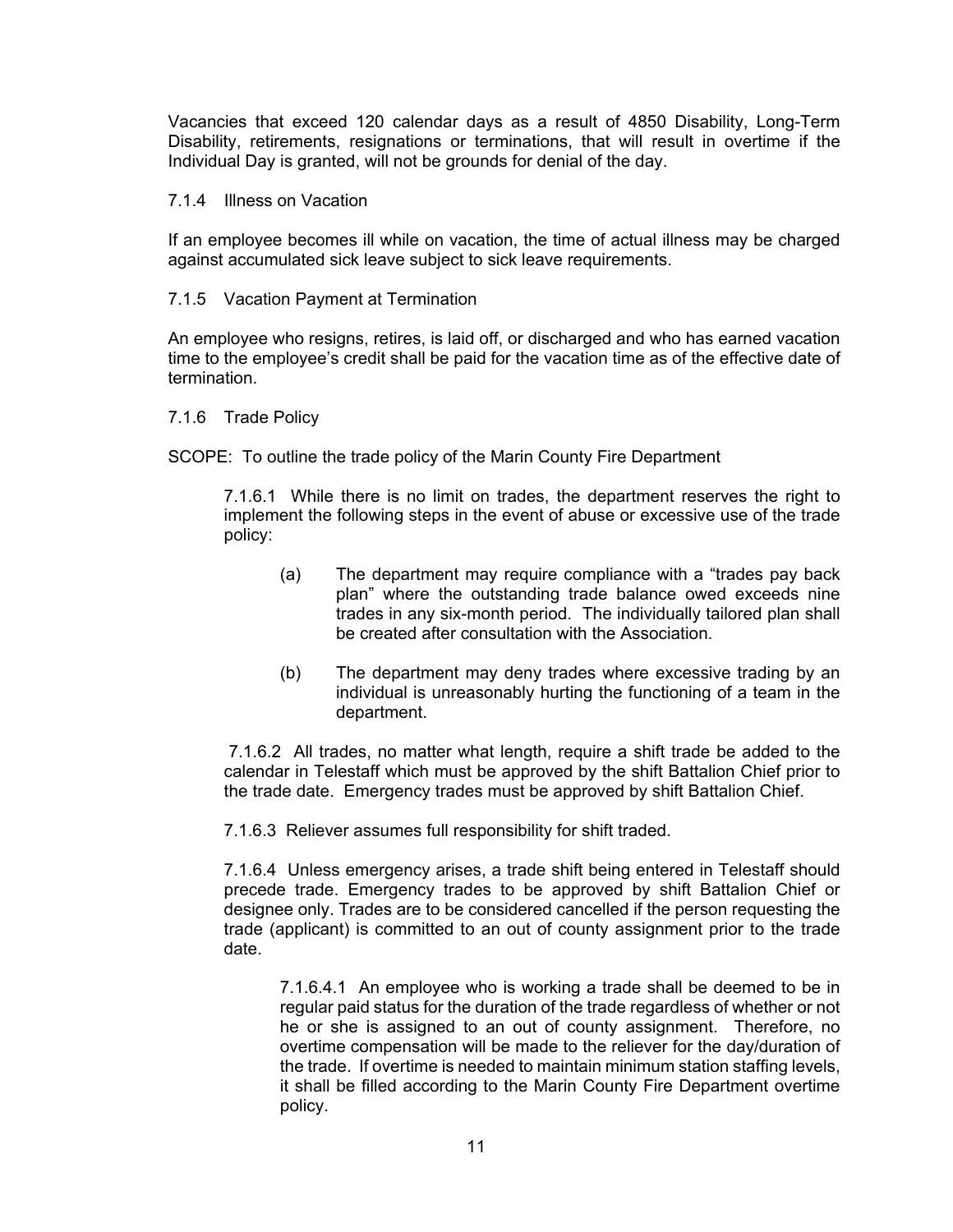Vacancies that exceed 120 calendar days as a result of 4850 Disability, Long-Term Disability, retirements, resignations or terminations, that will result in overtime if the Individual Day is granted, will not be grounds for denial of the day.

### 7.1.4 Illness on Vacation

If an employee becomes ill while on vacation, the time of actual illness may be charged against accumulated sick leave subject to sick leave requirements.

### 7.1.5 Vacation Payment at Termination

An employee who resigns, retires, is laid off, or discharged and who has earned vacation time to the employee's credit shall be paid for the vacation time as of the effective date of termination.

### 7.1.6 Trade Policy

SCOPE: To outline the trade policy of the Marin County Fire Department

7.1.6.1 While there is no limit on trades, the department reserves the right to implement the following steps in the event of abuse or excessive use of the trade policy:

(a) The department may require compliance with a "trades pay back plan" where the outstanding trade balance owed exceeds nine trades in any six-month period. The individually tailored plan shall be created after consultation with the Association.

(b) The department may deny trades where excessive trading by an individual is unreasonably hurting the functioning of a team in the department.

7.1.6.2 All trades, no matter what length, require a shift trade be added to the calendar in Telestaff which must be approved by the shift Battalion Chief prior to the trade date. Emergency trades must be approved by shift Battalion Chief.

7.1.6.3 Reliever assumes full responsibility for shift traded.

7.1.6.4 Unless emergency arises, a trade shift being entered in Telestaff should precede trade. Emergency trades to be approved by shift Battalion Chief or designee only. Trades are to be considered cancelled if the person requesting the trade (applicant) is committed to an out of county assignment prior to the trade date.

7.1.6.4.1 An employee who is working a trade shall be deemed to be in regular paid status for the duration of the trade regardless of whether or not he or she is assigned to an out of county assignment. Therefore, no overtime compensation will be made to the reliever for the day/duration of the trade. If overtime is needed to maintain minimum station staffing levels, it shall be filled according to the Marin County Fire Department overtime policy.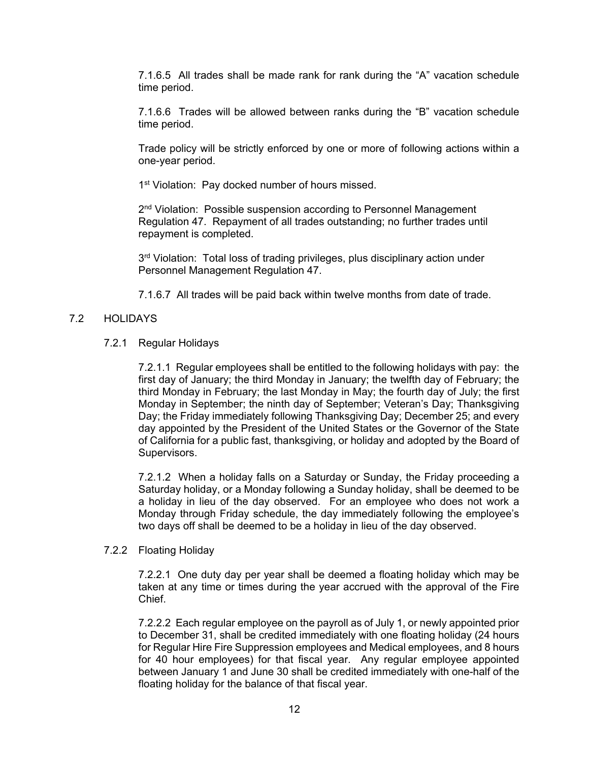7.1.6.5 All trades shall be made rank for rank during the "A" vacation schedule time period.

7.1.6.6 Trades will be allowed between ranks during the "B" vacation schedule time period.

Trade policy will be strictly enforced by one or more of following actions within a one-year period.

1st Violation: Pay docked number of hours missed.

2nd Violation: Possible suspension according to Personnel Management Regulation 47. Repayment of all trades outstanding; no further trades until repayment is completed.

3rd Violation: Total loss of trading privileges, plus disciplinary action under Personnel Management Regulation 47.

7.1.6.7 All trades will be paid back within twelve months from date of trade.

## 7.2 HOLIDAYS

### 7.2.1 Regular Holidays

7.2.1.1 Regular employees shall be entitled to the following holidays with pay: the first day of January; the third Monday in January; the twelfth day of February; the third Monday in February; the last Monday in May; the fourth day of July; the first Monday in September; the ninth day of September; Veteran's Day; Thanksgiving Day; the Friday immediately following Thanksgiving Day; December 25; and every day appointed by the President of the United States or the Governor of the State of California for a public fast, thanksgiving, or holiday and adopted by the Board of Supervisors.

7.2.1.2 When a holiday falls on a Saturday or Sunday, the Friday proceeding a Saturday holiday, or a Monday following a Sunday holiday, shall be deemed to be a holiday in lieu of the day observed. For an employee who does not work a Monday through Friday schedule, the day immediately following the employee's two days off shall be deemed to be a holiday in lieu of the day observed.

### 7.2.2 Floating Holiday

7.2.2.1 One duty day per year shall be deemed a floating holiday which may be taken at any time or times during the year accrued with the approval of the Fire Chief.

7.2.2.2 Each regular employee on the payroll as of July 1, or newly appointed prior to December 31, shall be credited immediately with one floating holiday (24 hours for Regular Hire Fire Suppression employees and Medical employees, and 8 hours for 40 hour employees) for that fiscal year. Any regular employee appointed between January 1 and June 30 shall be credited immediately with one-half of the floating holiday for the balance of that fiscal year.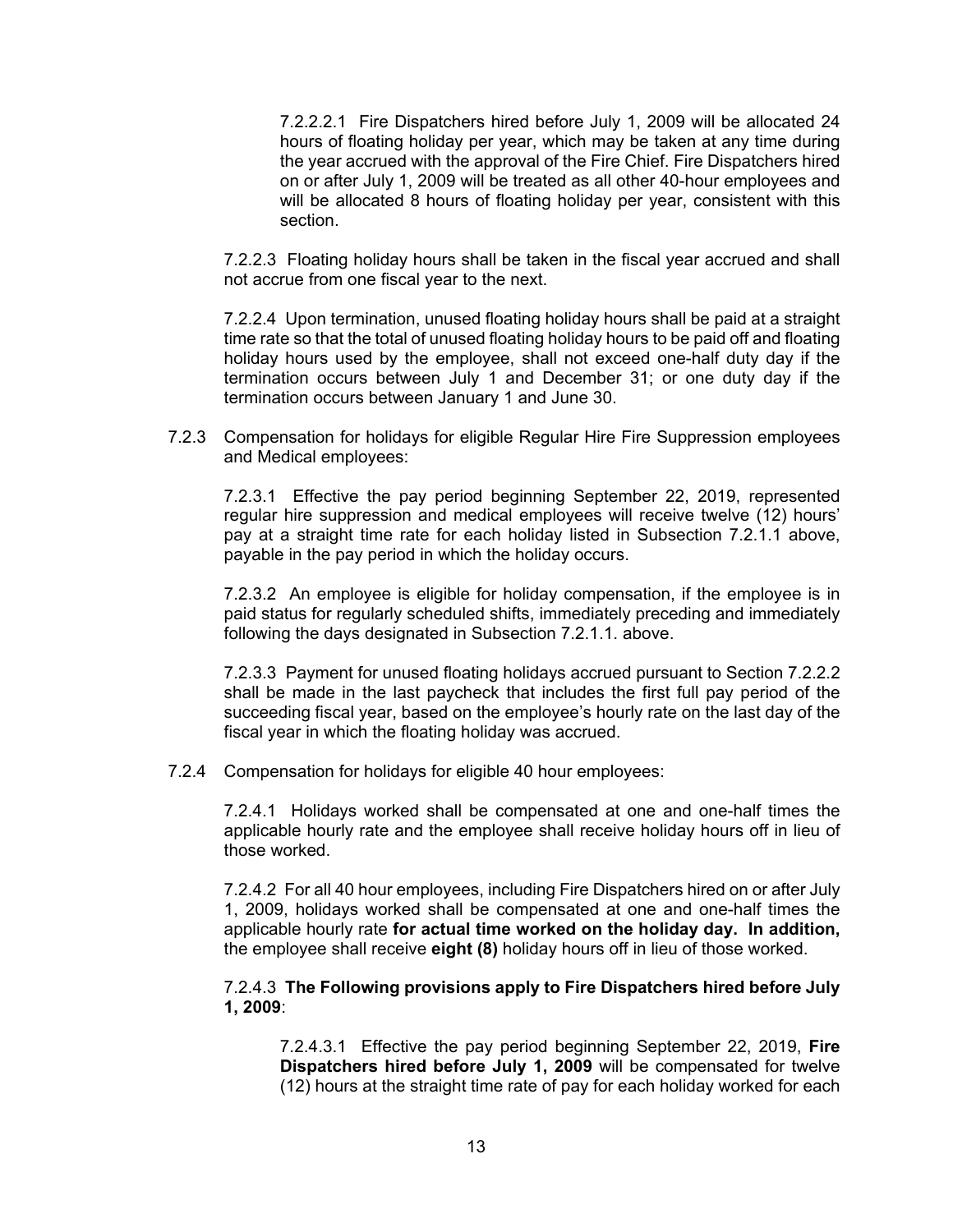7.2.2.2.1 Fire Dispatchers hired before July 1, 2009 will be allocated 24 hours of floating holiday per year, which may be taken at any time during the year accrued with the approval of the Fire Chief. Fire Dispatchers hired on or after July 1, 2009 will be treated as all other 40-hour employees and will be allocated 8 hours of floating holiday per year, consistent with this section.

7.2.2.3 Floating holiday hours shall be taken in the fiscal year accrued and shall not accrue from one fiscal year to the next.

7.2.2.4 Upon termination, unused floating holiday hours shall be paid at a straight time rate so that the total of unused floating holiday hours to be paid off and floating holiday hours used by the employee, shall not exceed one-half duty day if the termination occurs between July 1 and December 31; or one duty day if the termination occurs between January 1 and June 30.

7.2.3 Compensation for holidays for eligible Regular Hire Fire Suppression employees and Medical employees:

7.2.3.1 Effective the pay period beginning September 22, 2019, represented regular hire suppression and medical employees will receive twelve (12) hours' pay at a straight time rate for each holiday listed in Subsection 7.2.1.1 above, payable in the pay period in which the holiday occurs.

7.2.3.2 An employee is eligible for holiday compensation, if the employee is in paid status for regularly scheduled shifts, immediately preceding and immediately following the days designated in Subsection 7.2.1.1. above.

7.2.3.3 Payment for unused floating holidays accrued pursuant to Section 7.2.2.2 shall be made in the last paycheck that includes the first full pay period of the succeeding fiscal year, based on the employee's hourly rate on the last day of the fiscal year in which the floating holiday was accrued.

7.2.4 Compensation for holidays for eligible 40 hour employees:

7.2.4.1 Holidays worked shall be compensated at one and one-half times the applicable hourly rate and the employee shall receive holiday hours off in lieu of those worked.

7.2.4.2 For all 40 hour employees, including Fire Dispatchers hired on or after July 1, 2009, holidays worked shall be compensated at one and one-half times the applicable hourly rate **for actual time worked on the holiday day. In addition,** the employee shall receive **eight (8)** holiday hours off in lieu of those worked.

7.2.4.3 **The Following provisions apply to Fire Dispatchers hired before July 1, 2009**:

7.2.4.3.1 Effective the pay period beginning September 22, 2019, **Fire Dispatchers hired before July 1, 2009** will be compensated for twelve (12) hours at the straight time rate of pay for each holiday worked for each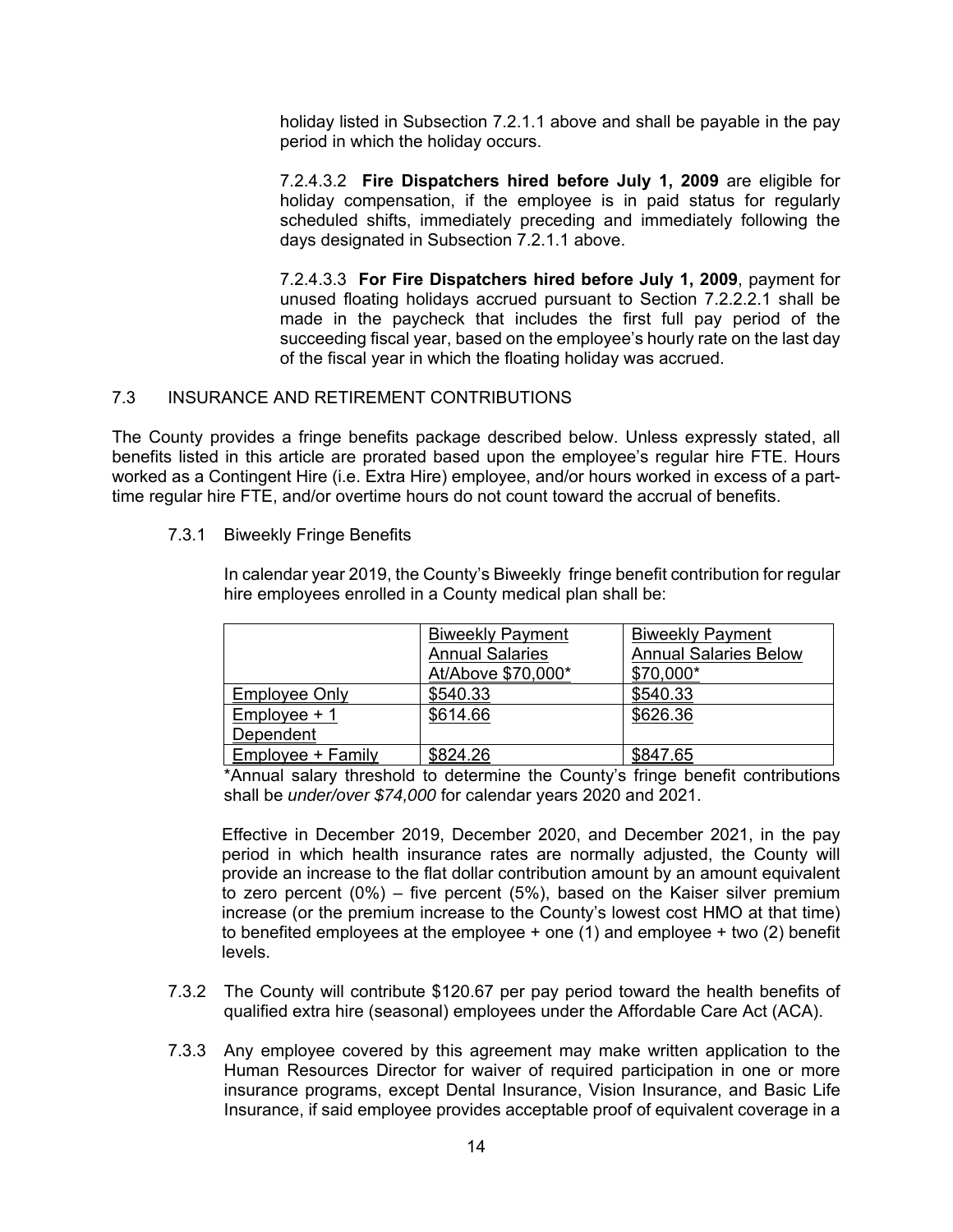holiday listed in Subsection 7.2.1.1 above and shall be payable in the pay period in which the holiday occurs.

7.2.4.3.2 **Fire Dispatchers hired before July 1, 2009** are eligible for holiday compensation, if the employee is in paid status for regularly scheduled shifts, immediately preceding and immediately following the days designated in Subsection 7.2.1.1 above.

7.2.4.3.3 **For Fire Dispatchers hired before July 1, 2009**, payment for unused floating holidays accrued pursuant to Section 7.2.2.2.1 shall be made in the paycheck that includes the first full pay period of the succeeding fiscal year, based on the employee's hourly rate on the last day of the fiscal year in which the floating holiday was accrued.

## 7.3 INSURANCE AND RETIREMENT CONTRIBUTIONS

The County provides a fringe benefits package described below. Unless expressly stated, all benefits listed in this article are prorated based upon the employee's regular hire FTE. Hours worked as a Contingent Hire (i.e. Extra Hire) employee, and/or hours worked in excess of a part-time regular hire FTE, and/or overtime hours do not count toward the accrual of benefits.

### 7.3.1 Biweekly Fringe Benefits

In calendar year 2019, the County's Biweekly fringe benefit contribution for regular hire employees enrolled in a County medical plan shall be:

| | Biweekly Payment Annual Salaries At/Above $70,000* | Biweekly Payment Annual Salaries Below $70,000* |
|---|---|---|
| Employee Only | $540.33 | $540.33 |
| Employee + 1 Dependent | $614.66 | $626.36 |
| Employee + Family | $824.26 | $847.65 |

*Annual salary threshold to determine the County's fringe benefit contributions shall be *under/over $74,000* for calendar years 2020 and 2021.

Effective in December 2019, December 2020, and December 2021, in the pay period in which health insurance rates are normally adjusted, the County will provide an increase to the flat dollar contribution amount by an amount equivalent to zero percent (0%) – five percent (5%), based on the Kaiser silver premium increase (or the premium increase to the County's lowest cost HMO at that time) to benefited employees at the employee + one (1) and employee + two (2) benefit levels.

7.3.2 The County will contribute $120.67 per pay period toward the health benefits of qualified extra hire (seasonal) employees under the Affordable Care Act (ACA).

7.3.3 Any employee covered by this agreement may make written application to the Human Resources Director for waiver of required participation in one or more insurance programs, except Dental Insurance, Vision Insurance, and Basic Life Insurance, if said employee provides acceptable proof of equivalent coverage in a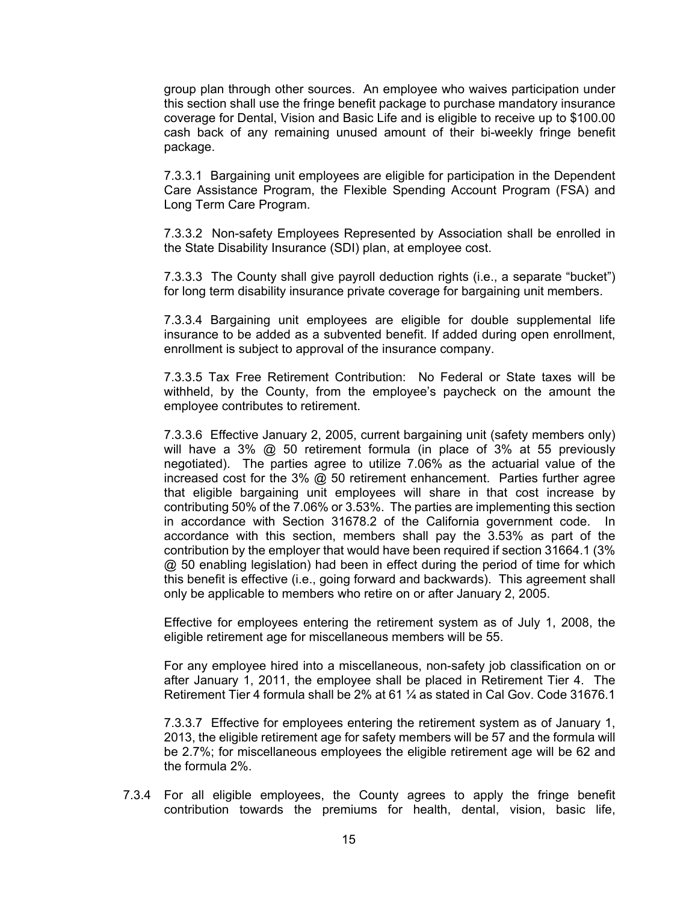group plan through other sources. An employee who waives participation under this section shall use the fringe benefit package to purchase mandatory insurance coverage for Dental, Vision and Basic Life and is eligible to receive up to $100.00 cash back of any remaining unused amount of their bi-weekly fringe benefit package.

7.3.3.1 Bargaining unit employees are eligible for participation in the Dependent Care Assistance Program, the Flexible Spending Account Program (FSA) and Long Term Care Program.

7.3.3.2 Non-safety Employees Represented by Association shall be enrolled in the State Disability Insurance (SDI) plan, at employee cost.

7.3.3.3 The County shall give payroll deduction rights (i.e., a separate "bucket") for long term disability insurance private coverage for bargaining unit members.

7.3.3.4 Bargaining unit employees are eligible for double supplemental life insurance to be added as a subvented benefit. If added during open enrollment, enrollment is subject to approval of the insurance company.

7.3.3.5 Tax Free Retirement Contribution: No Federal or State taxes will be withheld, by the County, from the employee's paycheck on the amount the employee contributes to retirement.

7.3.3.6 Effective January 2, 2005, current bargaining unit (safety members only) will have a 3% @ 50 retirement formula (in place of 3% at 55 previously negotiated). The parties agree to utilize 7.06% as the actuarial value of the increased cost for the 3% @ 50 retirement enhancement. Parties further agree that eligible bargaining unit employees will share in that cost increase by contributing 50% of the 7.06% or 3.53%. The parties are implementing this section in accordance with Section 31678.2 of the California government code. In accordance with this section, members shall pay the 3.53% as part of the contribution by the employer that would have been required if section 31664.1 (3% @ 50 enabling legislation) had been in effect during the period of time for which this benefit is effective (i.e., going forward and backwards). This agreement shall only be applicable to members who retire on or after January 2, 2005.

Effective for employees entering the retirement system as of July 1, 2008, the eligible retirement age for miscellaneous members will be 55.

For any employee hired into a miscellaneous, non-safety job classification on or after January 1, 2011, the employee shall be placed in Retirement Tier 4. The Retirement Tier 4 formula shall be 2% at 61 ¼ as stated in Cal Gov. Code 31676.1

7.3.3.7 Effective for employees entering the retirement system as of January 1, 2013, the eligible retirement age for safety members will be 57 and the formula will be 2.7%; for miscellaneous employees the eligible retirement age will be 62 and the formula 2%.

7.3.4 For all eligible employees, the County agrees to apply the fringe benefit contribution towards the premiums for health, dental, vision, basic life,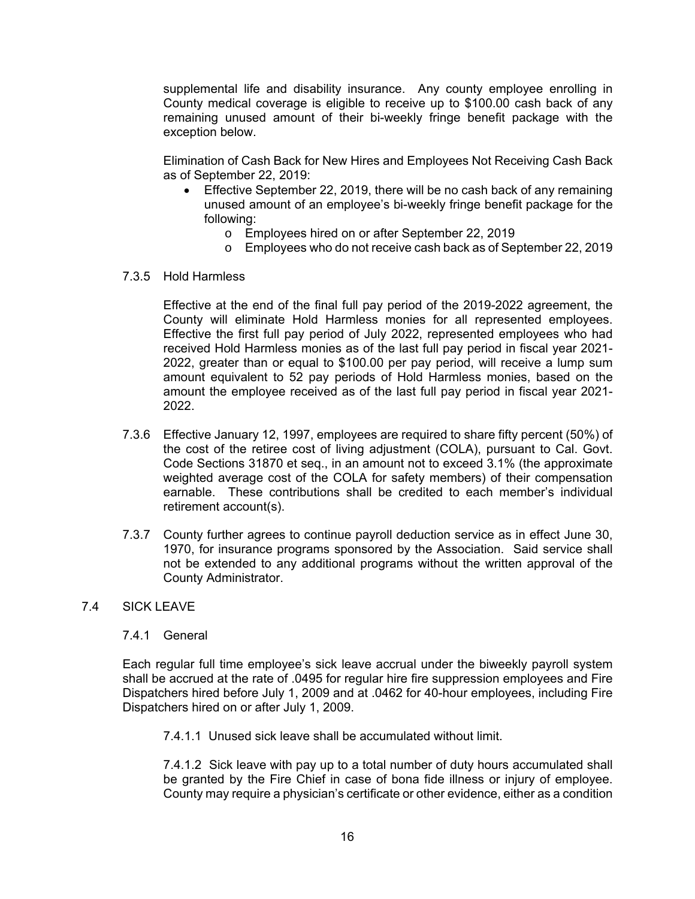supplemental life and disability insurance. Any county employee enrolling in County medical coverage is eligible to receive up to $100.00 cash back of any remaining unused amount of their bi-weekly fringe benefit package with the exception below.

Elimination of Cash Back for New Hires and Employees Not Receiving Cash Back as of September 22, 2019:

- Effective September 22, 2019, there will be no cash back of any remaining unused amount of an employee's bi-weekly fringe benefit package for the following:
  - Employees hired on or after September 22, 2019
  - Employees who do not receive cash back as of September 22, 2019

7.3.5 Hold Harmless

Effective at the end of the final full pay period of the 2019-2022 agreement, the County will eliminate Hold Harmless monies for all represented employees. Effective the first full pay period of July 2022, represented employees who had received Hold Harmless monies as of the last full pay period in fiscal year 2021-2022, greater than or equal to $100.00 per pay period, will receive a lump sum amount equivalent to 52 pay periods of Hold Harmless monies, based on the amount the employee received as of the last full pay period in fiscal year 2021-2022.

7.3.6 Effective January 12, 1997, employees are required to share fifty percent (50%) of the cost of the retiree cost of living adjustment (COLA), pursuant to Cal. Govt. Code Sections 31870 et seq., in an amount not to exceed 3.1% (the approximate weighted average cost of the COLA for safety members) of their compensation earnable. These contributions shall be credited to each member's individual retirement account(s).

7.3.7 County further agrees to continue payroll deduction service as in effect June 30, 1970, for insurance programs sponsored by the Association. Said service shall not be extended to any additional programs without the written approval of the County Administrator.

## 7.4 SICK LEAVE

7.4.1 General

Each regular full time employee's sick leave accrual under the biweekly payroll system shall be accrued at the rate of .0495 for regular hire fire suppression employees and Fire Dispatchers hired before July 1, 2009 and at .0462 for 40-hour employees, including Fire Dispatchers hired on or after July 1, 2009.

7.4.1.1 Unused sick leave shall be accumulated without limit.

7.4.1.2 Sick leave with pay up to a total number of duty hours accumulated shall be granted by the Fire Chief in case of bona fide illness or injury of employee. County may require a physician's certificate or other evidence, either as a condition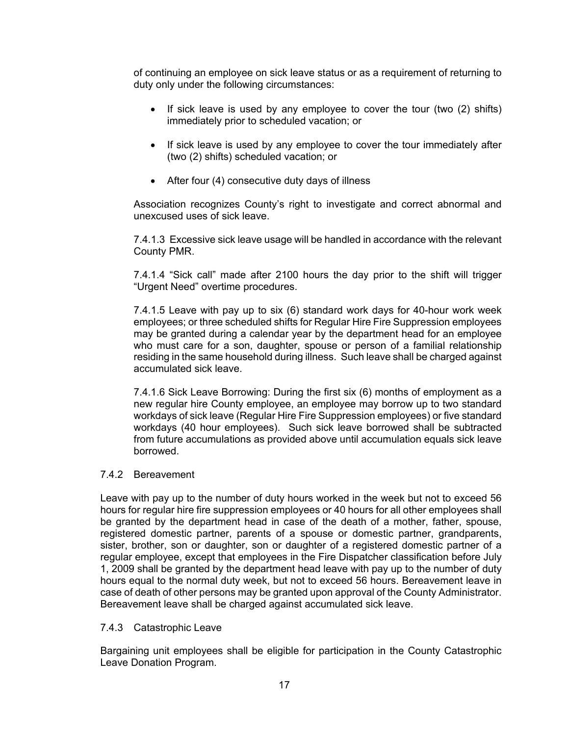of continuing an employee on sick leave status or as a requirement of returning to duty only under the following circumstances:

- If sick leave is used by any employee to cover the tour (two (2) shifts) immediately prior to scheduled vacation; or
- If sick leave is used by any employee to cover the tour immediately after (two (2) shifts) scheduled vacation; or
- After four (4) consecutive duty days of illness

Association recognizes County's right to investigate and correct abnormal and unexcused uses of sick leave.

7.4.1.3 Excessive sick leave usage will be handled in accordance with the relevant County PMR.

7.4.1.4 "Sick call" made after 2100 hours the day prior to the shift will trigger "Urgent Need" overtime procedures.

7.4.1.5 Leave with pay up to six (6) standard work days for 40-hour work week employees; or three scheduled shifts for Regular Hire Fire Suppression employees may be granted during a calendar year by the department head for an employee who must care for a son, daughter, spouse or person of a familial relationship residing in the same household during illness. Such leave shall be charged against accumulated sick leave.

7.4.1.6 Sick Leave Borrowing: During the first six (6) months of employment as a new regular hire County employee, an employee may borrow up to two standard workdays of sick leave (Regular Hire Fire Suppression employees) or five standard workdays (40 hour employees). Such sick leave borrowed shall be subtracted from future accumulations as provided above until accumulation equals sick leave borrowed.

### 7.4.2 Bereavement

Leave with pay up to the number of duty hours worked in the week but not to exceed 56 hours for regular hire fire suppression employees or 40 hours for all other employees shall be granted by the department head in case of the death of a mother, father, spouse, registered domestic partner, parents of a spouse or domestic partner, grandparents, sister, brother, son or daughter, son or daughter of a registered domestic partner of a regular employee, except that employees in the Fire Dispatcher classification before July 1, 2009 shall be granted by the department head leave with pay up to the number of duty hours equal to the normal duty week, but not to exceed 56 hours. Bereavement leave in case of death of other persons may be granted upon approval of the County Administrator. Bereavement leave shall be charged against accumulated sick leave.

### 7.4.3 Catastrophic Leave

Bargaining unit employees shall be eligible for participation in the County Catastrophic Leave Donation Program.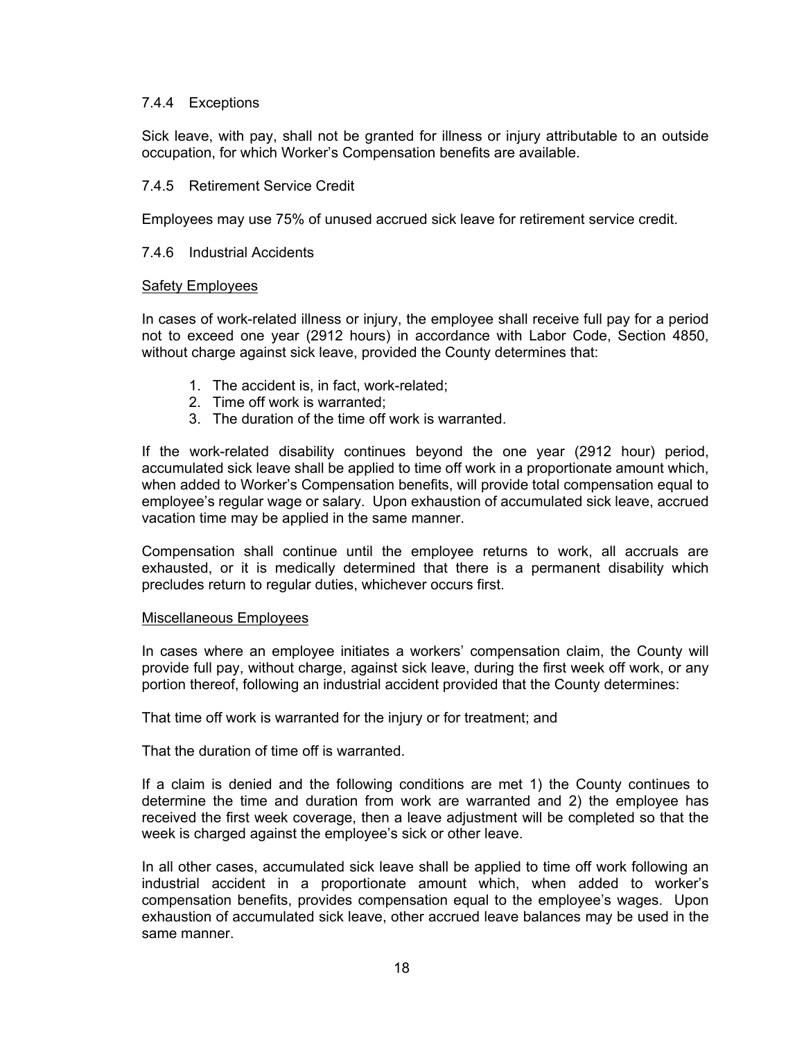#### 7.4.4 Exceptions

Sick leave, with pay, shall not be granted for illness or injury attributable to an outside occupation, for which Worker's Compensation benefits are available.

#### 7.4.5 Retirement Service Credit

Employees may use 75% of unused accrued sick leave for retirement service credit.

#### 7.4.6 Industrial Accidents

<u>Safety Employees</u>

In cases of work-related illness or injury, the employee shall receive full pay for a period not to exceed one year (2912 hours) in accordance with Labor Code, Section 4850, without charge against sick leave, provided the County determines that:

1. The accident is, in fact, work-related;
2. Time off work is warranted;
3. The duration of the time off work is warranted.

If the work-related disability continues beyond the one year (2912 hour) period, accumulated sick leave shall be applied to time off work in a proportionate amount which, when added to Worker's Compensation benefits, will provide total compensation equal to employee's regular wage or salary. Upon exhaustion of accumulated sick leave, accrued vacation time may be applied in the same manner.

Compensation shall continue until the employee returns to work, all accruals are exhausted, or it is medically determined that there is a permanent disability which precludes return to regular duties, whichever occurs first.

<u>Miscellaneous Employees</u>

In cases where an employee initiates a workers' compensation claim, the County will provide full pay, without charge, against sick leave, during the first week off work, or any portion thereof, following an industrial accident provided that the County determines:

That time off work is warranted for the injury or for treatment; and

That the duration of time off is warranted.

If a claim is denied and the following conditions are met 1) the County continues to determine the time and duration from work are warranted and 2) the employee has received the first week coverage, then a leave adjustment will be completed so that the week is charged against the employee's sick or other leave.

In all other cases, accumulated sick leave shall be applied to time off work following an industrial accident in a proportionate amount which, when added to worker's compensation benefits, provides compensation equal to the employee's wages. Upon exhaustion of accumulated sick leave, other accrued leave balances may be used in the same manner.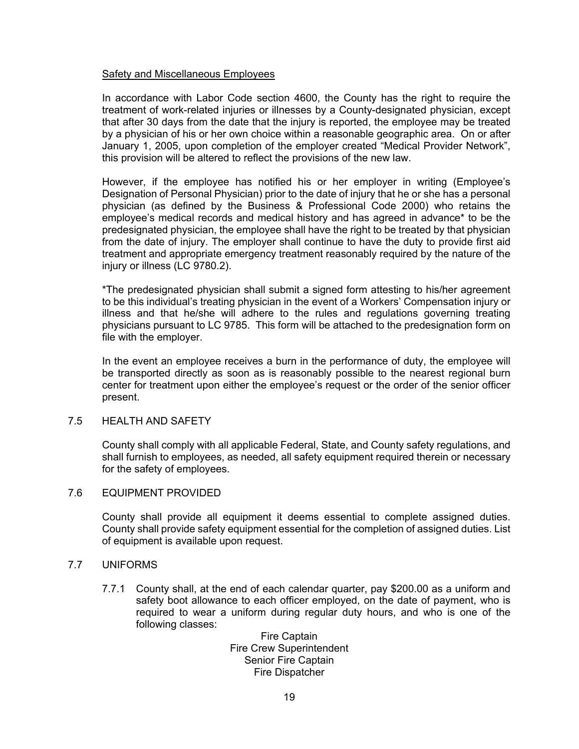<u>Safety and Miscellaneous Employees</u>

In accordance with Labor Code section 4600, the County has the right to require the treatment of work-related injuries or illnesses by a County-designated physician, except that after 30 days from the date that the injury is reported, the employee may be treated by a physician of his or her own choice within a reasonable geographic area. On or after January 1, 2005, upon completion of the employer created "Medical Provider Network", this provision will be altered to reflect the provisions of the new law.

However, if the employee has notified his or her employer in writing (Employee's Designation of Personal Physician) prior to the date of injury that he or she has a personal physician (as defined by the Business & Professional Code 2000) who retains the employee's medical records and medical history and has agreed in advance* to be the predesignated physician, the employee shall have the right to be treated by that physician from the date of injury. The employer shall continue to have the duty to provide first aid treatment and appropriate emergency treatment reasonably required by the nature of the injury or illness (LC 9780.2).

*The predesignated physician shall submit a signed form attesting to his/her agreement to be this individual's treating physician in the event of a Workers' Compensation injury or illness and that he/she will adhere to the rules and regulations governing treating physicians pursuant to LC 9785. This form will be attached to the predesignation form on file with the employer.

In the event an employee receives a burn in the performance of duty, the employee will be transported directly as soon as is reasonably possible to the nearest regional burn center for treatment upon either the employee's request or the order of the senior officer present.

## 7.5 HEALTH AND SAFETY

County shall comply with all applicable Federal, State, and County safety regulations, and shall furnish to employees, as needed, all safety equipment required therein or necessary for the safety of employees.

## 7.6 EQUIPMENT PROVIDED

County shall provide all equipment it deems essential to complete assigned duties. County shall provide safety equipment essential for the completion of assigned duties. List of equipment is available upon request.

## 7.7 UNIFORMS

7.7.1 County shall, at the end of each calendar quarter, pay $200.00 as a uniform and safety boot allowance to each officer employed, on the date of payment, who is required to wear a uniform during regular duty hours, and who is one of the following classes:

Fire Captain
Fire Crew Superintendent
Senior Fire Captain
Fire Dispatcher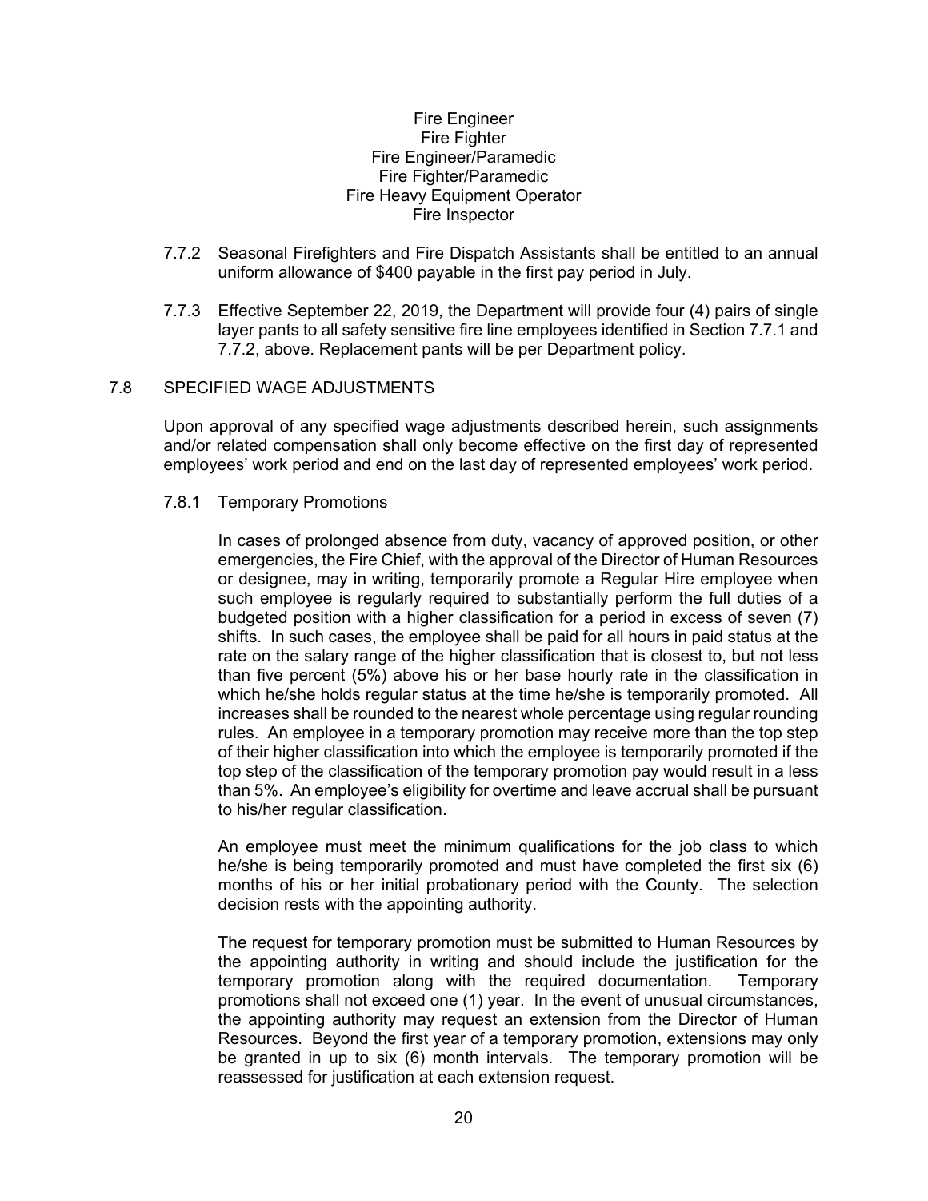Fire Engineer
Fire Fighter
Fire Engineer/Paramedic
Fire Fighter/Paramedic
Fire Heavy Equipment Operator
Fire Inspector

7.7.2 Seasonal Firefighters and Fire Dispatch Assistants shall be entitled to an annual uniform allowance of $400 payable in the first pay period in July.

7.7.3 Effective September 22, 2019, the Department will provide four (4) pairs of single layer pants to all safety sensitive fire line employees identified in Section 7.7.1 and 7.7.2, above. Replacement pants will be per Department policy.

## 7.8 SPECIFIED WAGE ADJUSTMENTS

Upon approval of any specified wage adjustments described herein, such assignments and/or related compensation shall only become effective on the first day of represented employees' work period and end on the last day of represented employees' work period.

### 7.8.1 Temporary Promotions

In cases of prolonged absence from duty, vacancy of approved position, or other emergencies, the Fire Chief, with the approval of the Director of Human Resources or designee, may in writing, temporarily promote a Regular Hire employee when such employee is regularly required to substantially perform the full duties of a budgeted position with a higher classification for a period in excess of seven (7) shifts. In such cases, the employee shall be paid for all hours in paid status at the rate on the salary range of the higher classification that is closest to, but not less than five percent (5%) above his or her base hourly rate in the classification in which he/she holds regular status at the time he/she is temporarily promoted. All increases shall be rounded to the nearest whole percentage using regular rounding rules. An employee in a temporary promotion may receive more than the top step of their higher classification into which the employee is temporarily promoted if the top step of the classification of the temporary promotion pay would result in a less than 5%. An employee's eligibility for overtime and leave accrual shall be pursuant to his/her regular classification.

An employee must meet the minimum qualifications for the job class to which he/she is being temporarily promoted and must have completed the first six (6) months of his or her initial probationary period with the County. The selection decision rests with the appointing authority.

The request for temporary promotion must be submitted to Human Resources by the appointing authority in writing and should include the justification for the temporary promotion along with the required documentation. Temporary promotions shall not exceed one (1) year. In the event of unusual circumstances, the appointing authority may request an extension from the Director of Human Resources. Beyond the first year of a temporary promotion, extensions may only be granted in up to six (6) month intervals. The temporary promotion will be reassessed for justification at each extension request.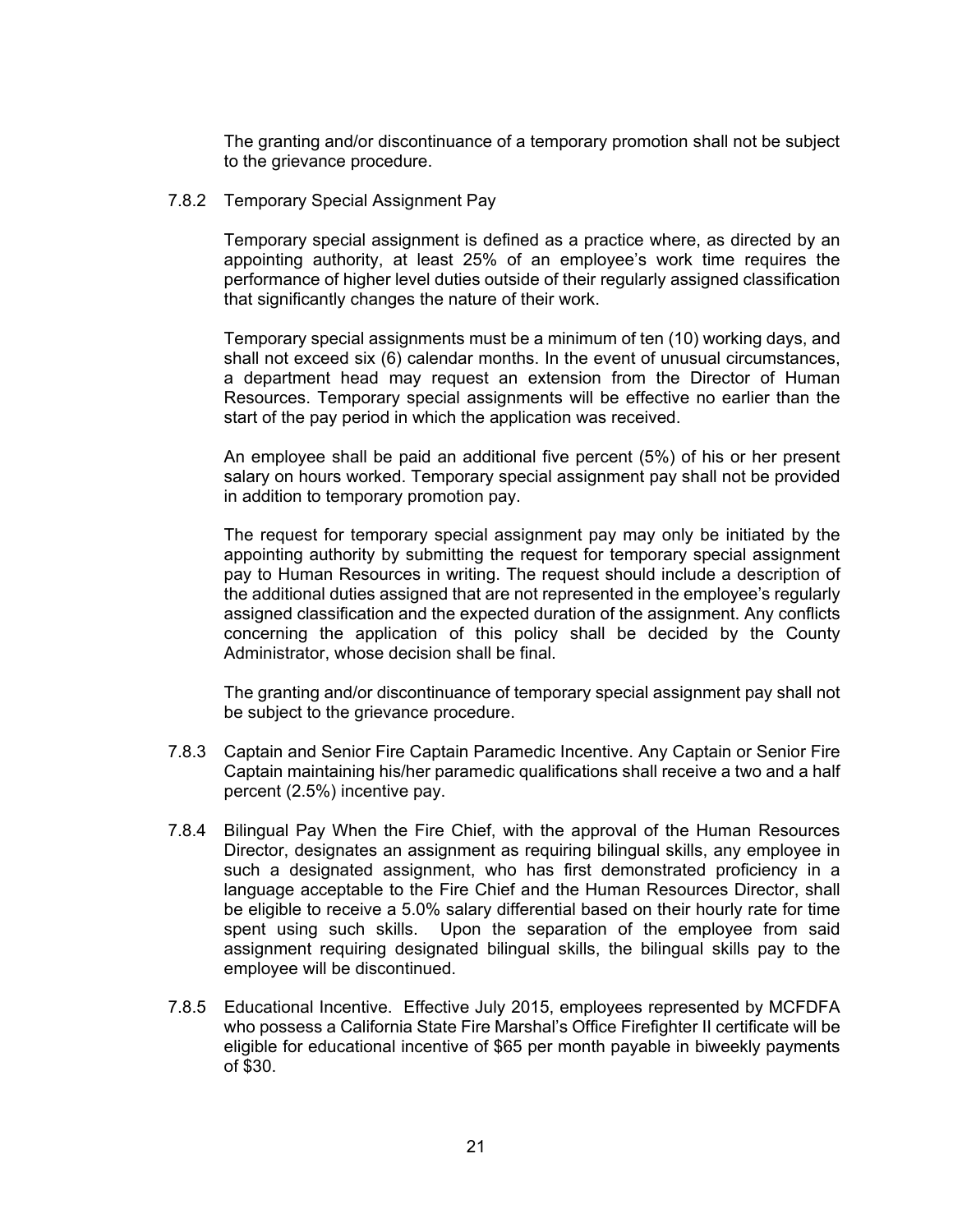The granting and/or discontinuance of a temporary promotion shall not be subject to the grievance procedure.

7.8.2 Temporary Special Assignment Pay

Temporary special assignment is defined as a practice where, as directed by an appointing authority, at least 25% of an employee's work time requires the performance of higher level duties outside of their regularly assigned classification that significantly changes the nature of their work.

Temporary special assignments must be a minimum of ten (10) working days, and shall not exceed six (6) calendar months. In the event of unusual circumstances, a department head may request an extension from the Director of Human Resources. Temporary special assignments will be effective no earlier than the start of the pay period in which the application was received.

An employee shall be paid an additional five percent (5%) of his or her present salary on hours worked. Temporary special assignment pay shall not be provided in addition to temporary promotion pay.

The request for temporary special assignment pay may only be initiated by the appointing authority by submitting the request for temporary special assignment pay to Human Resources in writing. The request should include a description of the additional duties assigned that are not represented in the employee's regularly assigned classification and the expected duration of the assignment. Any conflicts concerning the application of this policy shall be decided by the County Administrator, whose decision shall be final.

The granting and/or discontinuance of temporary special assignment pay shall not be subject to the grievance procedure.

7.8.3 Captain and Senior Fire Captain Paramedic Incentive. Any Captain or Senior Fire Captain maintaining his/her paramedic qualifications shall receive a two and a half percent (2.5%) incentive pay.

7.8.4 Bilingual Pay When the Fire Chief, with the approval of the Human Resources Director, designates an assignment as requiring bilingual skills, any employee in such a designated assignment, who has first demonstrated proficiency in a language acceptable to the Fire Chief and the Human Resources Director, shall be eligible to receive a 5.0% salary differential based on their hourly rate for time spent using such skills. Upon the separation of the employee from said assignment requiring designated bilingual skills, the bilingual skills pay to the employee will be discontinued.

7.8.5 Educational Incentive. Effective July 2015, employees represented by MCFDFA who possess a California State Fire Marshal's Office Firefighter II certificate will be eligible for educational incentive of $65 per month payable in biweekly payments of $30.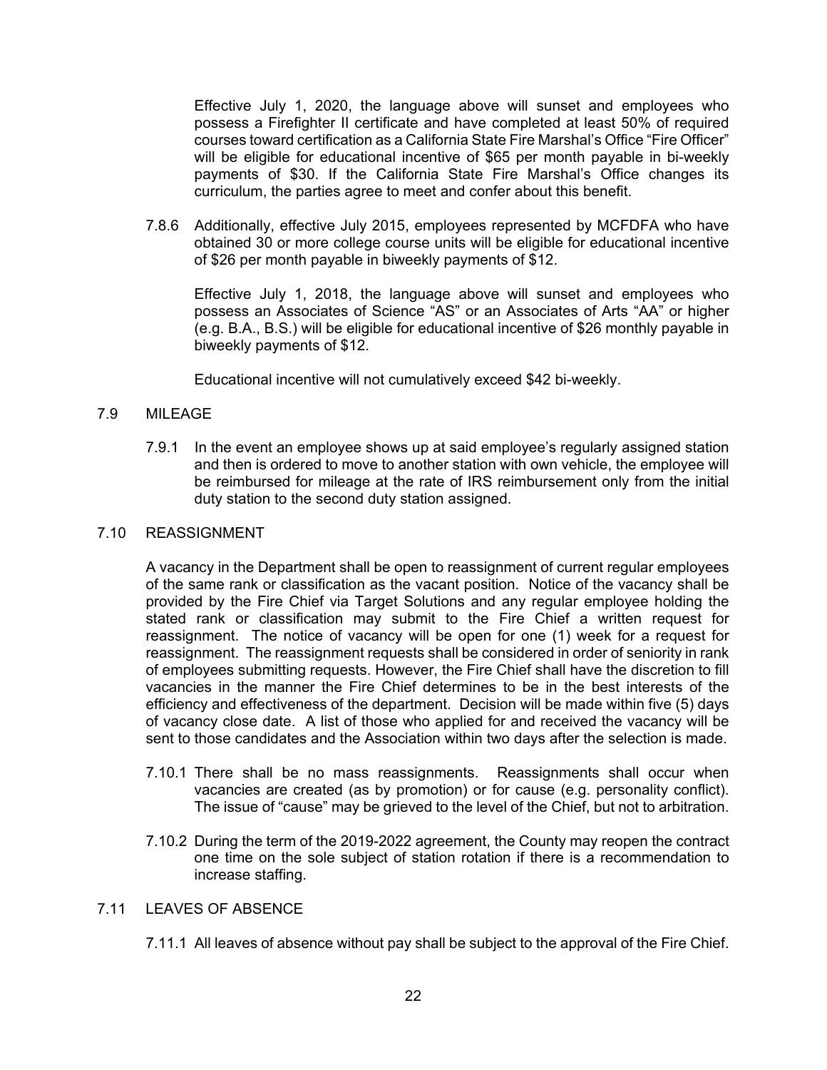Effective July 1, 2020, the language above will sunset and employees who possess a Firefighter II certificate and have completed at least 50% of required courses toward certification as a California State Fire Marshal's Office "Fire Officer" will be eligible for educational incentive of $65 per month payable in bi-weekly payments of $30. If the California State Fire Marshal's Office changes its curriculum, the parties agree to meet and confer about this benefit.

7.8.6 Additionally, effective July 2015, employees represented by MCFDFA who have obtained 30 or more college course units will be eligible for educational incentive of $26 per month payable in biweekly payments of $12.

Effective July 1, 2018, the language above will sunset and employees who possess an Associates of Science "AS" or an Associates of Arts "AA" or higher (e.g. B.A., B.S.) will be eligible for educational incentive of $26 monthly payable in biweekly payments of $12.

Educational incentive will not cumulatively exceed $42 bi-weekly.

## 7.9 MILEAGE

7.9.1 In the event an employee shows up at said employee's regularly assigned station and then is ordered to move to another station with own vehicle, the employee will be reimbursed for mileage at the rate of IRS reimbursement only from the initial duty station to the second duty station assigned.

## 7.10 REASSIGNMENT

A vacancy in the Department shall be open to reassignment of current regular employees of the same rank or classification as the vacant position. Notice of the vacancy shall be provided by the Fire Chief via Target Solutions and any regular employee holding the stated rank or classification may submit to the Fire Chief a written request for reassignment. The notice of vacancy will be open for one (1) week for a request for reassignment. The reassignment requests shall be considered in order of seniority in rank of employees submitting requests. However, the Fire Chief shall have the discretion to fill vacancies in the manner the Fire Chief determines to be in the best interests of the efficiency and effectiveness of the department. Decision will be made within five (5) days of vacancy close date. A list of those who applied for and received the vacancy will be sent to those candidates and the Association within two days after the selection is made.

7.10.1 There shall be no mass reassignments. Reassignments shall occur when vacancies are created (as by promotion) or for cause (e.g. personality conflict). The issue of "cause" may be grieved to the level of the Chief, but not to arbitration.

7.10.2 During the term of the 2019-2022 agreement, the County may reopen the contract one time on the sole subject of station rotation if there is a recommendation to increase staffing.

## 7.11 LEAVES OF ABSENCE

7.11.1 All leaves of absence without pay shall be subject to the approval of the Fire Chief.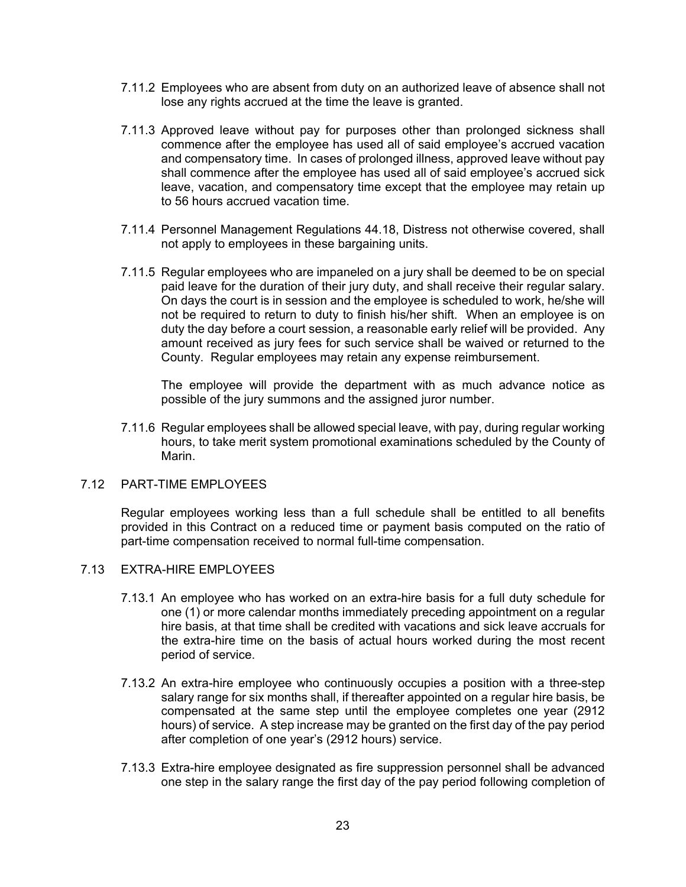7.11.2 Employees who are absent from duty on an authorized leave of absence shall not lose any rights accrued at the time the leave is granted.

7.11.3 Approved leave without pay for purposes other than prolonged sickness shall commence after the employee has used all of said employee's accrued vacation and compensatory time. In cases of prolonged illness, approved leave without pay shall commence after the employee has used all of said employee's accrued sick leave, vacation, and compensatory time except that the employee may retain up to 56 hours accrued vacation time.

7.11.4 Personnel Management Regulations 44.18, Distress not otherwise covered, shall not apply to employees in these bargaining units.

7.11.5 Regular employees who are impaneled on a jury shall be deemed to be on special paid leave for the duration of their jury duty, and shall receive their regular salary. On days the court is in session and the employee is scheduled to work, he/she will not be required to return to duty to finish his/her shift. When an employee is on duty the day before a court session, a reasonable early relief will be provided. Any amount received as jury fees for such service shall be waived or returned to the County. Regular employees may retain any expense reimbursement.

The employee will provide the department with as much advance notice as possible of the jury summons and the assigned juror number.

7.11.6 Regular employees shall be allowed special leave, with pay, during regular working hours, to take merit system promotional examinations scheduled by the County of Marin.

## 7.12 PART-TIME EMPLOYEES

Regular employees working less than a full schedule shall be entitled to all benefits provided in this Contract on a reduced time or payment basis computed on the ratio of part-time compensation received to normal full-time compensation.

## 7.13 EXTRA-HIRE EMPLOYEES

7.13.1 An employee who has worked on an extra-hire basis for a full duty schedule for one (1) or more calendar months immediately preceding appointment on a regular hire basis, at that time shall be credited with vacations and sick leave accruals for the extra-hire time on the basis of actual hours worked during the most recent period of service.

7.13.2 An extra-hire employee who continuously occupies a position with a three-step salary range for six months shall, if thereafter appointed on a regular hire basis, be compensated at the same step until the employee completes one year (2912 hours) of service. A step increase may be granted on the first day of the pay period after completion of one year's (2912 hours) service.

7.13.3 Extra-hire employee designated as fire suppression personnel shall be advanced one step in the salary range the first day of the pay period following completion of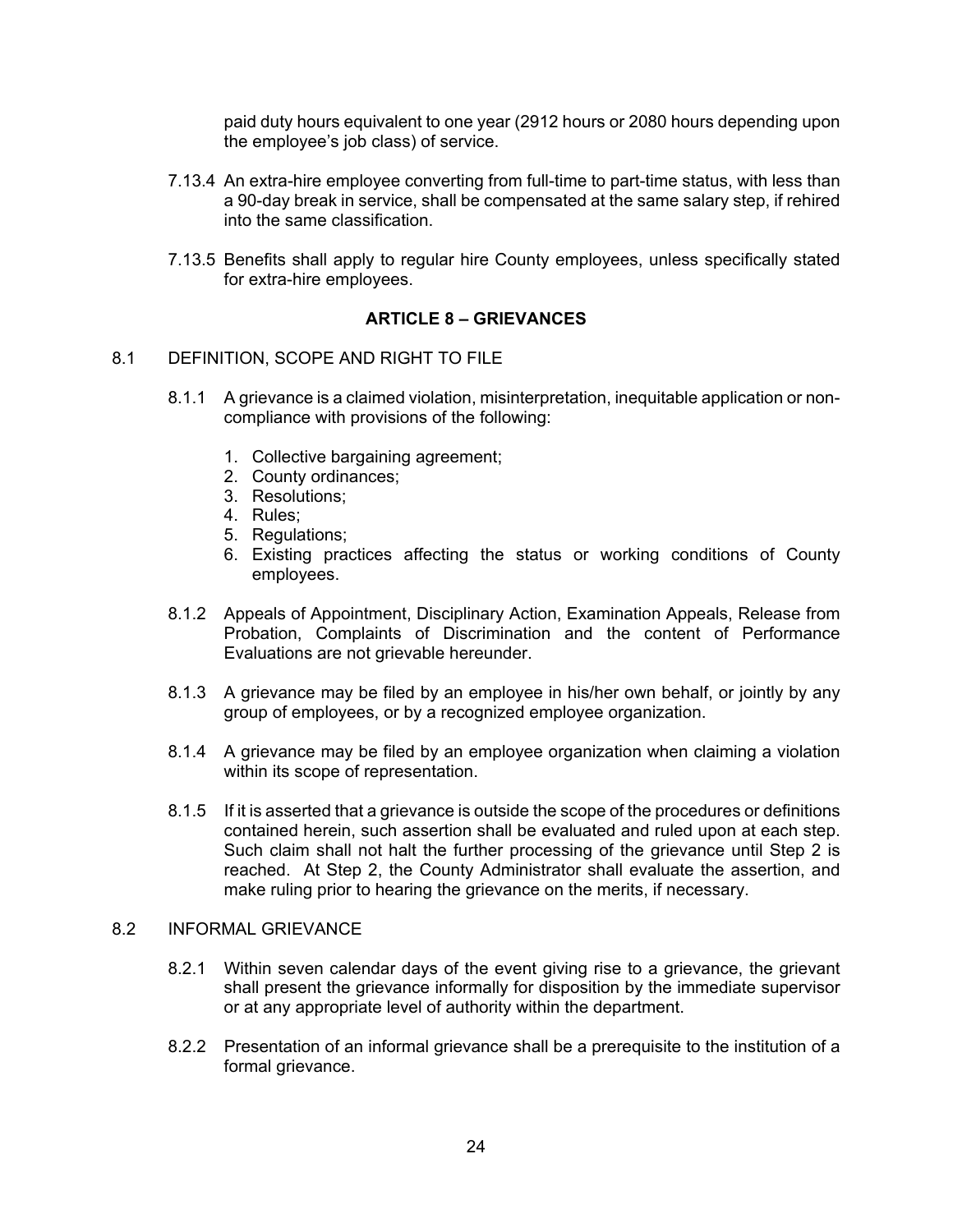paid duty hours equivalent to one year (2912 hours or 2080 hours depending upon the employee's job class) of service.

7.13.4 An extra-hire employee converting from full-time to part-time status, with less than a 90-day break in service, shall be compensated at the same salary step, if rehired into the same classification.

7.13.5 Benefits shall apply to regular hire County employees, unless specifically stated for extra-hire employees.

## ARTICLE 8 – GRIEVANCES

8.1 DEFINITION, SCOPE AND RIGHT TO FILE

8.1.1 A grievance is a claimed violation, misinterpretation, inequitable application or non-compliance with provisions of the following:

1. Collective bargaining agreement;
2. County ordinances;
3. Resolutions;
4. Rules;
5. Regulations;
6. Existing practices affecting the status or working conditions of County employees.

8.1.2 Appeals of Appointment, Disciplinary Action, Examination Appeals, Release from Probation, Complaints of Discrimination and the content of Performance Evaluations are not grievable hereunder.

8.1.3 A grievance may be filed by an employee in his/her own behalf, or jointly by any group of employees, or by a recognized employee organization.

8.1.4 A grievance may be filed by an employee organization when claiming a violation within its scope of representation.

8.1.5 If it is asserted that a grievance is outside the scope of the procedures or definitions contained herein, such assertion shall be evaluated and ruled upon at each step. Such claim shall not halt the further processing of the grievance until Step 2 is reached. At Step 2, the County Administrator shall evaluate the assertion, and make ruling prior to hearing the grievance on the merits, if necessary.

8.2 INFORMAL GRIEVANCE

8.2.1 Within seven calendar days of the event giving rise to a grievance, the grievant shall present the grievance informally for disposition by the immediate supervisor or at any appropriate level of authority within the department.

8.2.2 Presentation of an informal grievance shall be a prerequisite to the institution of a formal grievance.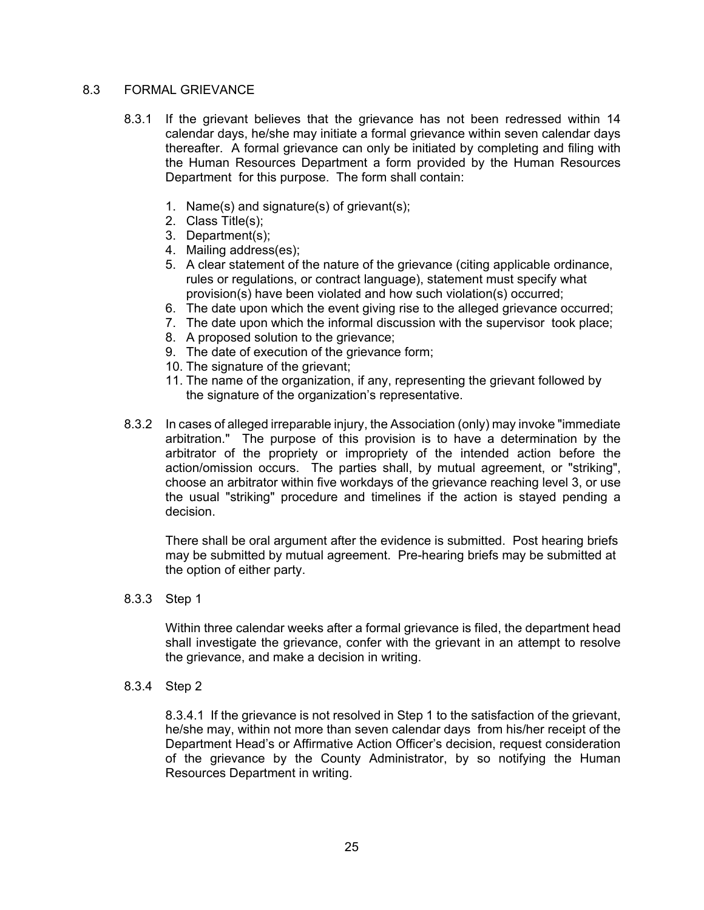## 8.3 FORMAL GRIEVANCE

8.3.1 If the grievant believes that the grievance has not been redressed within 14 calendar days, he/she may initiate a formal grievance within seven calendar days thereafter. A formal grievance can only be initiated by completing and filing with the Human Resources Department a form provided by the Human Resources Department for this purpose. The form shall contain:

1. Name(s) and signature(s) of grievant(s);
2. Class Title(s);
3. Department(s);
4. Mailing address(es);
5. A clear statement of the nature of the grievance (citing applicable ordinance, rules or regulations, or contract language), statement must specify what provision(s) have been violated and how such violation(s) occurred;
6. The date upon which the event giving rise to the alleged grievance occurred;
7. The date upon which the informal discussion with the supervisor took place;
8. A proposed solution to the grievance;
9. The date of execution of the grievance form;
10. The signature of the grievant;
11. The name of the organization, if any, representing the grievant followed by the signature of the organization's representative.

8.3.2 In cases of alleged irreparable injury, the Association (only) may invoke "immediate arbitration." The purpose of this provision is to have a determination by the arbitrator of the propriety or impropriety of the intended action before the action/omission occurs. The parties shall, by mutual agreement, or "striking", choose an arbitrator within five workdays of the grievance reaching level 3, or use the usual "striking" procedure and timelines if the action is stayed pending a decision.

There shall be oral argument after the evidence is submitted. Post hearing briefs may be submitted by mutual agreement. Pre-hearing briefs may be submitted at the option of either party.

8.3.3 Step 1

Within three calendar weeks after a formal grievance is filed, the department head shall investigate the grievance, confer with the grievant in an attempt to resolve the grievance, and make a decision in writing.

8.3.4 Step 2

8.3.4.1 If the grievance is not resolved in Step 1 to the satisfaction of the grievant, he/she may, within not more than seven calendar days from his/her receipt of the Department Head's or Affirmative Action Officer's decision, request consideration of the grievance by the County Administrator, by so notifying the Human Resources Department in writing.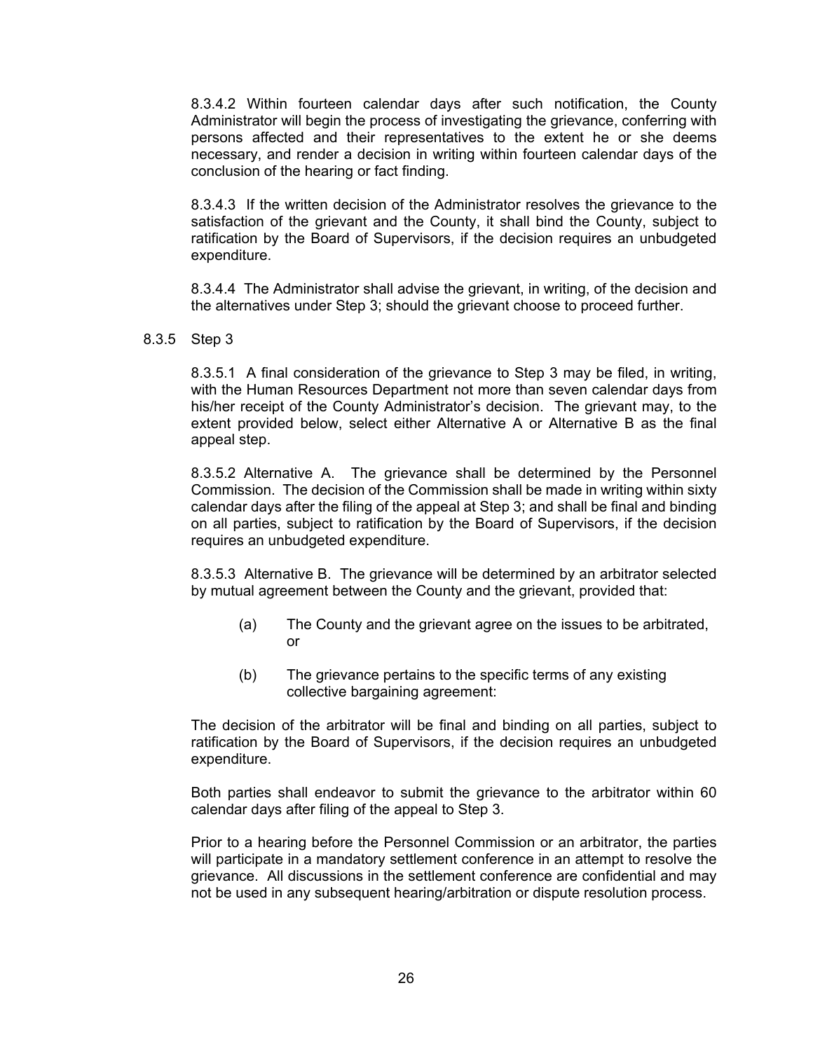8.3.4.2 Within fourteen calendar days after such notification, the County Administrator will begin the process of investigating the grievance, conferring with persons affected and their representatives to the extent he or she deems necessary, and render a decision in writing within fourteen calendar days of the conclusion of the hearing or fact finding.

8.3.4.3 If the written decision of the Administrator resolves the grievance to the satisfaction of the grievant and the County, it shall bind the County, subject to ratification by the Board of Supervisors, if the decision requires an unbudgeted expenditure.

8.3.4.4 The Administrator shall advise the grievant, in writing, of the decision and the alternatives under Step 3; should the grievant choose to proceed further.

8.3.5 Step 3

8.3.5.1 A final consideration of the grievance to Step 3 may be filed, in writing, with the Human Resources Department not more than seven calendar days from his/her receipt of the County Administrator's decision. The grievant may, to the extent provided below, select either Alternative A or Alternative B as the final appeal step.

8.3.5.2 Alternative A. The grievance shall be determined by the Personnel Commission. The decision of the Commission shall be made in writing within sixty calendar days after the filing of the appeal at Step 3; and shall be final and binding on all parties, subject to ratification by the Board of Supervisors, if the decision requires an unbudgeted expenditure.

8.3.5.3 Alternative B. The grievance will be determined by an arbitrator selected by mutual agreement between the County and the grievant, provided that:

(a) The County and the grievant agree on the issues to be arbitrated, or

(b) The grievance pertains to the specific terms of any existing collective bargaining agreement:

The decision of the arbitrator will be final and binding on all parties, subject to ratification by the Board of Supervisors, if the decision requires an unbudgeted expenditure.

Both parties shall endeavor to submit the grievance to the arbitrator within 60 calendar days after filing of the appeal to Step 3.

Prior to a hearing before the Personnel Commission or an arbitrator, the parties will participate in a mandatory settlement conference in an attempt to resolve the grievance. All discussions in the settlement conference are confidential and may not be used in any subsequent hearing/arbitration or dispute resolution process.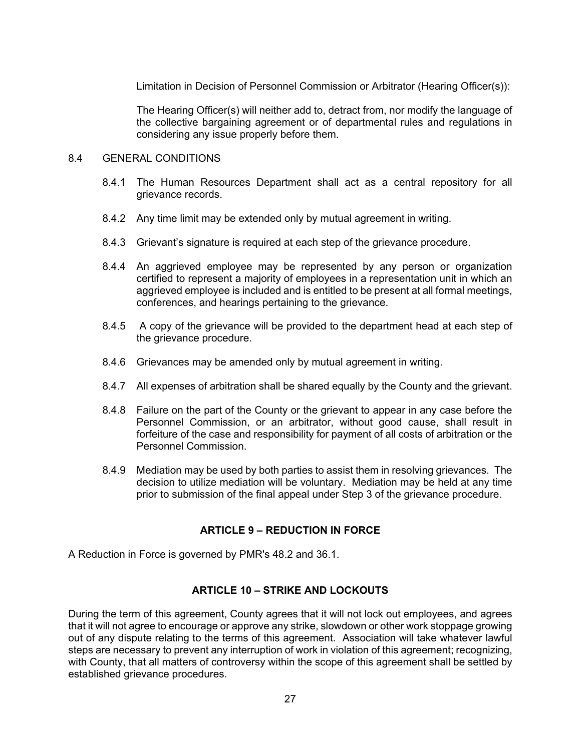Limitation in Decision of Personnel Commission or Arbitrator (Hearing Officer(s)):

The Hearing Officer(s) will neither add to, detract from, nor modify the language of the collective bargaining agreement or of departmental rules and regulations in considering any issue properly before them.

8.4 GENERAL CONDITIONS

8.4.1 The Human Resources Department shall act as a central repository for all grievance records.

8.4.2 Any time limit may be extended only by mutual agreement in writing.

8.4.3 Grievant's signature is required at each step of the grievance procedure.

8.4.4 An aggrieved employee may be represented by any person or organization certified to represent a majority of employees in a representation unit in which an aggrieved employee is included and is entitled to be present at all formal meetings, conferences, and hearings pertaining to the grievance.

8.4.5 A copy of the grievance will be provided to the department head at each step of the grievance procedure.

8.4.6 Grievances may be amended only by mutual agreement in writing.

8.4.7 All expenses of arbitration shall be shared equally by the County and the grievant.

8.4.8 Failure on the part of the County or the grievant to appear in any case before the Personnel Commission, or an arbitrator, without good cause, shall result in forfeiture of the case and responsibility for payment of all costs of arbitration or the Personnel Commission.

8.4.9 Mediation may be used by both parties to assist them in resolving grievances. The decision to utilize mediation will be voluntary. Mediation may be held at any time prior to submission of the final appeal under Step 3 of the grievance procedure.

## ARTICLE 9 – REDUCTION IN FORCE

A Reduction in Force is governed by PMR's 48.2 and 36.1.

## ARTICLE 10 – STRIKE AND LOCKOUTS

During the term of this agreement, County agrees that it will not lock out employees, and agrees that it will not agree to encourage or approve any strike, slowdown or other work stoppage growing out of any dispute relating to the terms of this agreement. Association will take whatever lawful steps are necessary to prevent any interruption of work in violation of this agreement; recognizing, with County, that all matters of controversy within the scope of this agreement shall be settled by established grievance procedures.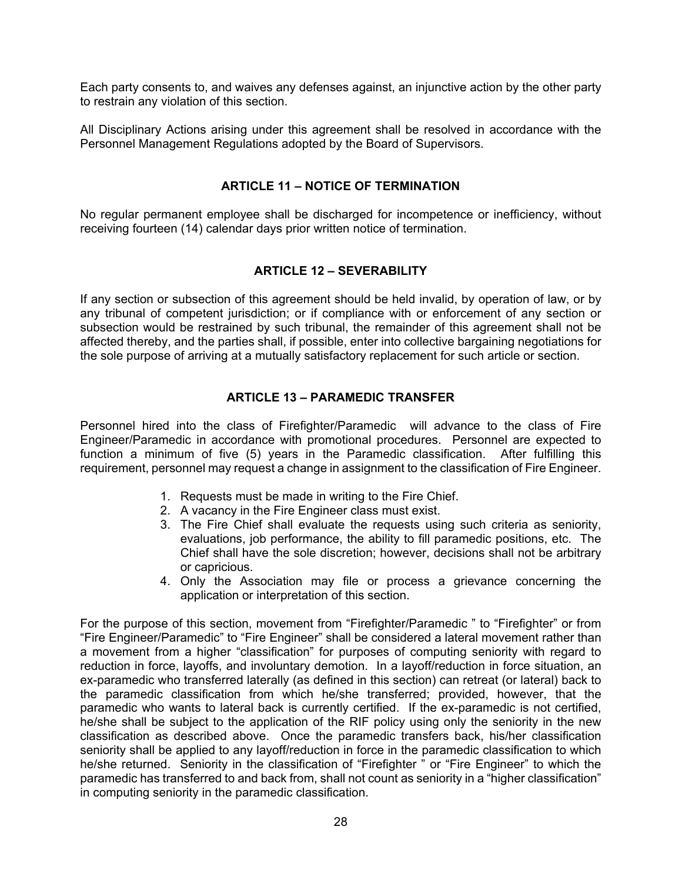Each party consents to, and waives any defenses against, an injunctive action by the other party to restrain any violation of this section.

All Disciplinary Actions arising under this agreement shall be resolved in accordance with the Personnel Management Regulations adopted by the Board of Supervisors.

## ARTICLE 11 – NOTICE OF TERMINATION

No regular permanent employee shall be discharged for incompetence or inefficiency, without receiving fourteen (14) calendar days prior written notice of termination.

## ARTICLE 12 – SEVERABILITY

If any section or subsection of this agreement should be held invalid, by operation of law, or by any tribunal of competent jurisdiction; or if compliance with or enforcement of any section or subsection would be restrained by such tribunal, the remainder of this agreement shall not be affected thereby, and the parties shall, if possible, enter into collective bargaining negotiations for the sole purpose of arriving at a mutually satisfactory replacement for such article or section.

## ARTICLE 13 – PARAMEDIC TRANSFER

Personnel hired into the class of Firefighter/Paramedic will advance to the class of Fire Engineer/Paramedic in accordance with promotional procedures. Personnel are expected to function a minimum of five (5) years in the Paramedic classification. After fulfilling this requirement, personnel may request a change in assignment to the classification of Fire Engineer.

1. Requests must be made in writing to the Fire Chief.
2. A vacancy in the Fire Engineer class must exist.
3. The Fire Chief shall evaluate the requests using such criteria as seniority, evaluations, job performance, the ability to fill paramedic positions, etc. The Chief shall have the sole discretion; however, decisions shall not be arbitrary or capricious.
4. Only the Association may file or process a grievance concerning the application or interpretation of this section.

For the purpose of this section, movement from "Firefighter/Paramedic " to "Firefighter" or from "Fire Engineer/Paramedic" to "Fire Engineer" shall be considered a lateral movement rather than a movement from a higher "classification" for purposes of computing seniority with regard to reduction in force, layoffs, and involuntary demotion. In a layoff/reduction in force situation, an ex-paramedic who transferred laterally (as defined in this section) can retreat (or lateral) back to the paramedic classification from which he/she transferred; provided, however, that the paramedic who wants to lateral back is currently certified. If the ex-paramedic is not certified, he/she shall be subject to the application of the RIF policy using only the seniority in the new classification as described above. Once the paramedic transfers back, his/her classification seniority shall be applied to any layoff/reduction in force in the paramedic classification to which he/she returned. Seniority in the classification of "Firefighter " or "Fire Engineer" to which the paramedic has transferred to and back from, shall not count as seniority in a "higher classification" in computing seniority in the paramedic classification.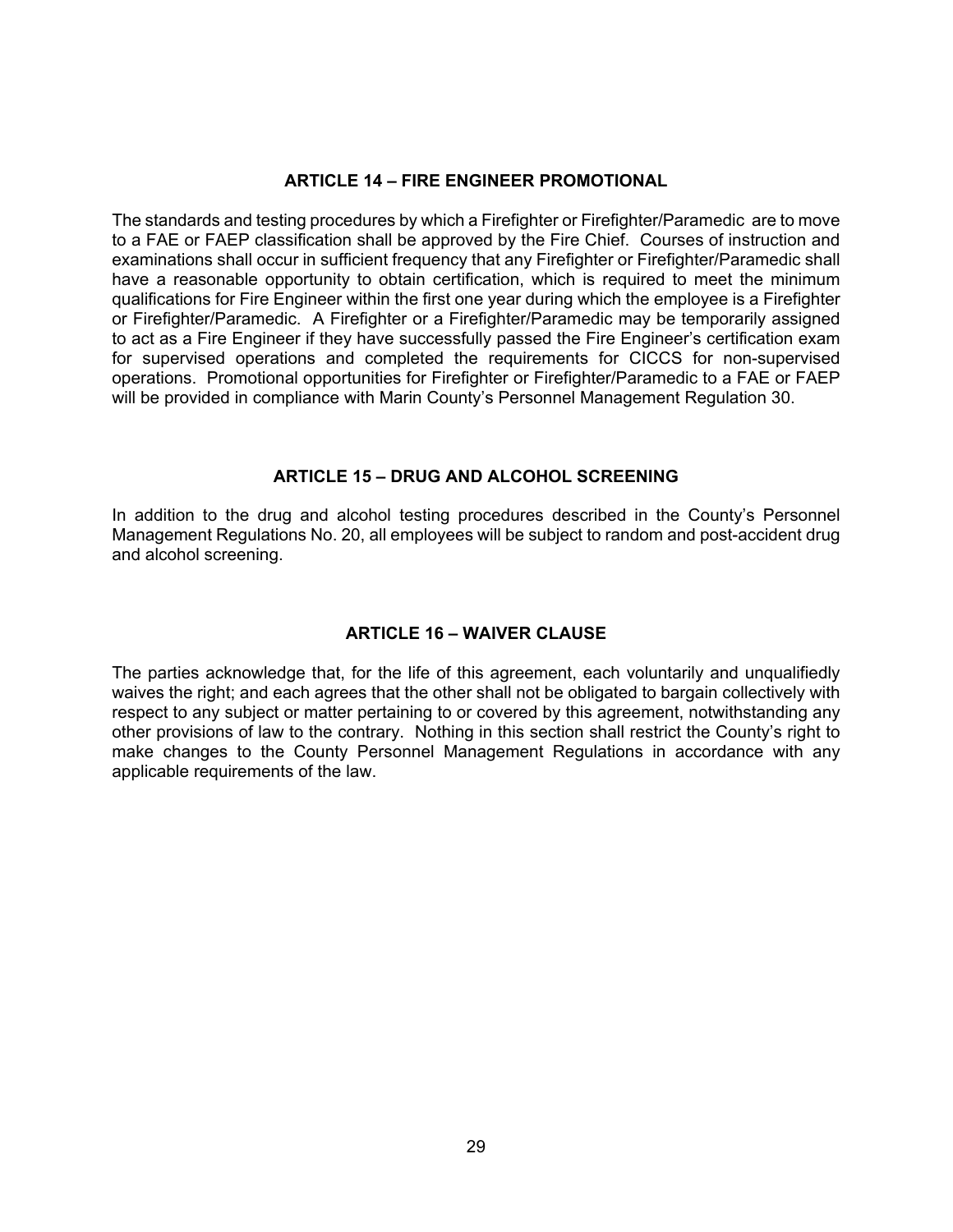## ARTICLE 14 – FIRE ENGINEER PROMOTIONAL

The standards and testing procedures by which a Firefighter or Firefighter/Paramedic are to move to a FAE or FAEP classification shall be approved by the Fire Chief. Courses of instruction and examinations shall occur in sufficient frequency that any Firefighter or Firefighter/Paramedic shall have a reasonable opportunity to obtain certification, which is required to meet the minimum qualifications for Fire Engineer within the first one year during which the employee is a Firefighter or Firefighter/Paramedic. A Firefighter or a Firefighter/Paramedic may be temporarily assigned to act as a Fire Engineer if they have successfully passed the Fire Engineer's certification exam for supervised operations and completed the requirements for CICCS for non-supervised operations. Promotional opportunities for Firefighter or Firefighter/Paramedic to a FAE or FAEP will be provided in compliance with Marin County's Personnel Management Regulation 30.

## ARTICLE 15 – DRUG AND ALCOHOL SCREENING

In addition to the drug and alcohol testing procedures described in the County's Personnel Management Regulations No. 20, all employees will be subject to random and post-accident drug and alcohol screening.

## ARTICLE 16 – WAIVER CLAUSE

The parties acknowledge that, for the life of this agreement, each voluntarily and unqualifiedly waives the right; and each agrees that the other shall not be obligated to bargain collectively with respect to any subject or matter pertaining to or covered by this agreement, notwithstanding any other provisions of law to the contrary. Nothing in this section shall restrict the County's right to make changes to the County Personnel Management Regulations in accordance with any applicable requirements of the law.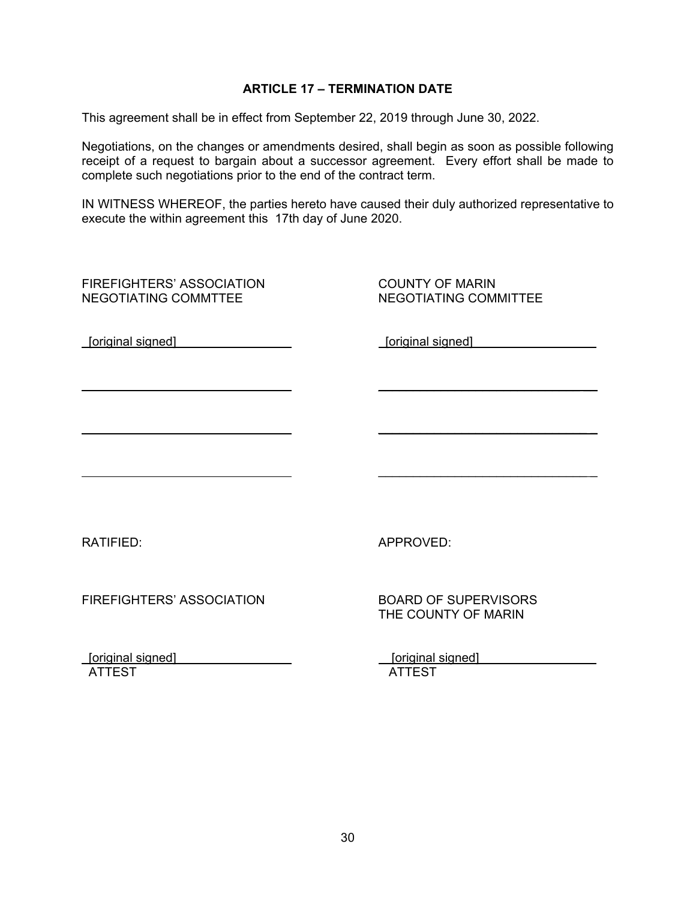## ARTICLE 17 – TERMINATION DATE

This agreement shall be in effect from September 22, 2019 through June 30, 2022.

Negotiations, on the changes or amendments desired, shall begin as soon as possible following receipt of a request to bargain about a successor agreement. Every effort shall be made to complete such negotiations prior to the end of the contract term.

IN WITNESS WHEREOF, the parties hereto have caused their duly authorized representative to execute the within agreement this 17th day of June 2020.

| FIREFIGHTERS' ASSOCIATION NEGOTIATING COMMTTEE | COUNTY OF MARIN NEGOTIATING COMMITTEE |
|---|---|
| [original signed] | [original signed] |
| ______________________________ | ______________________________ |
| ______________________________ | ______________________________ |
| ______________________________ | ______________________________ |

| RATIFIED: | APPROVED: |
|---|---|
| FIREFIGHTERS' ASSOCIATION | BOARD OF SUPERVISORS THE COUNTY OF MARIN |
| [original signed] | [original signed] |
| ATTEST | ATTEST |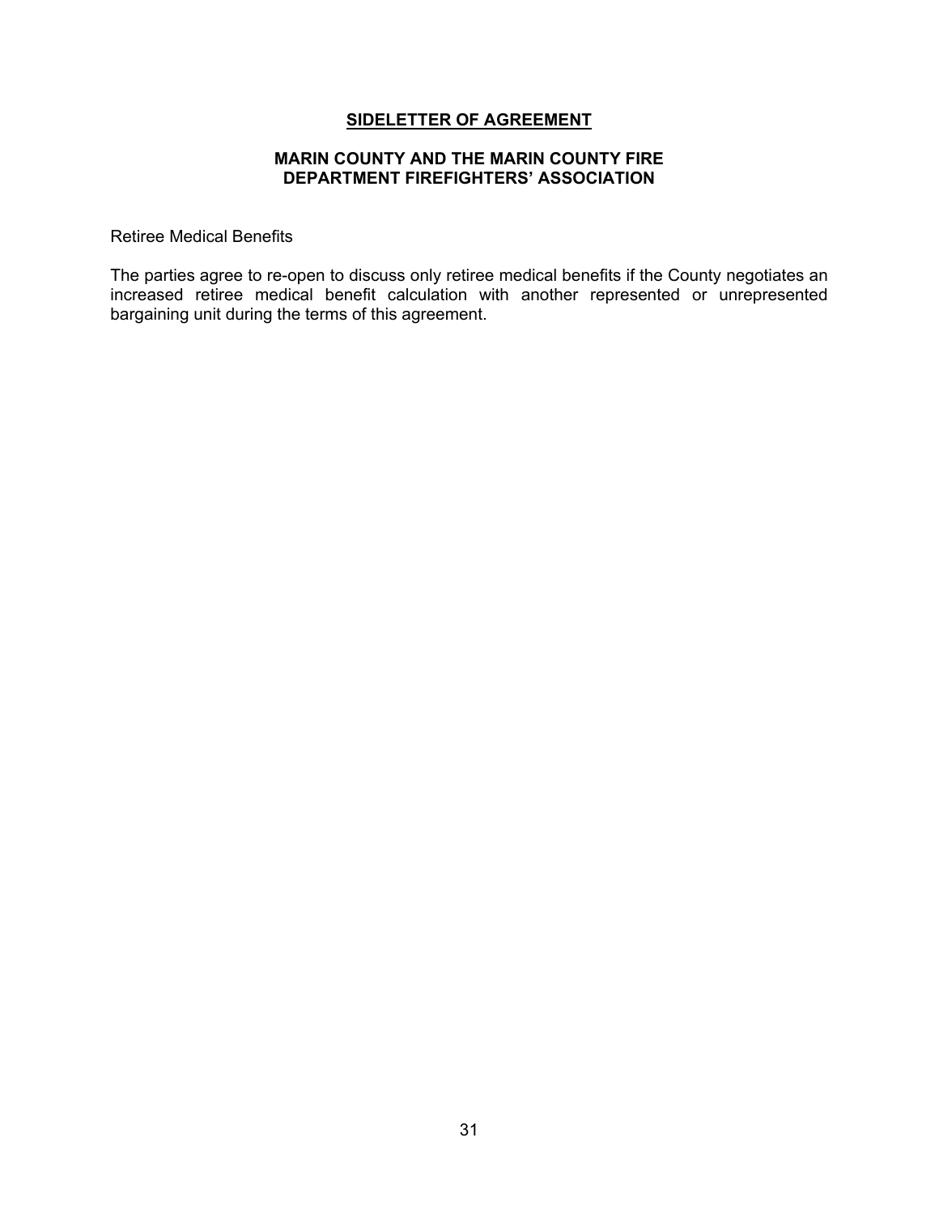# SIDELETTER OF AGREEMENT

## MARIN COUNTY AND THE MARIN COUNTY FIRE DEPARTMENT FIREFIGHTERS' ASSOCIATION

Retiree Medical Benefits

The parties agree to re-open to discuss only retiree medical benefits if the County negotiates an increased retiree medical benefit calculation with another represented or unrepresented bargaining unit during the terms of this agreement.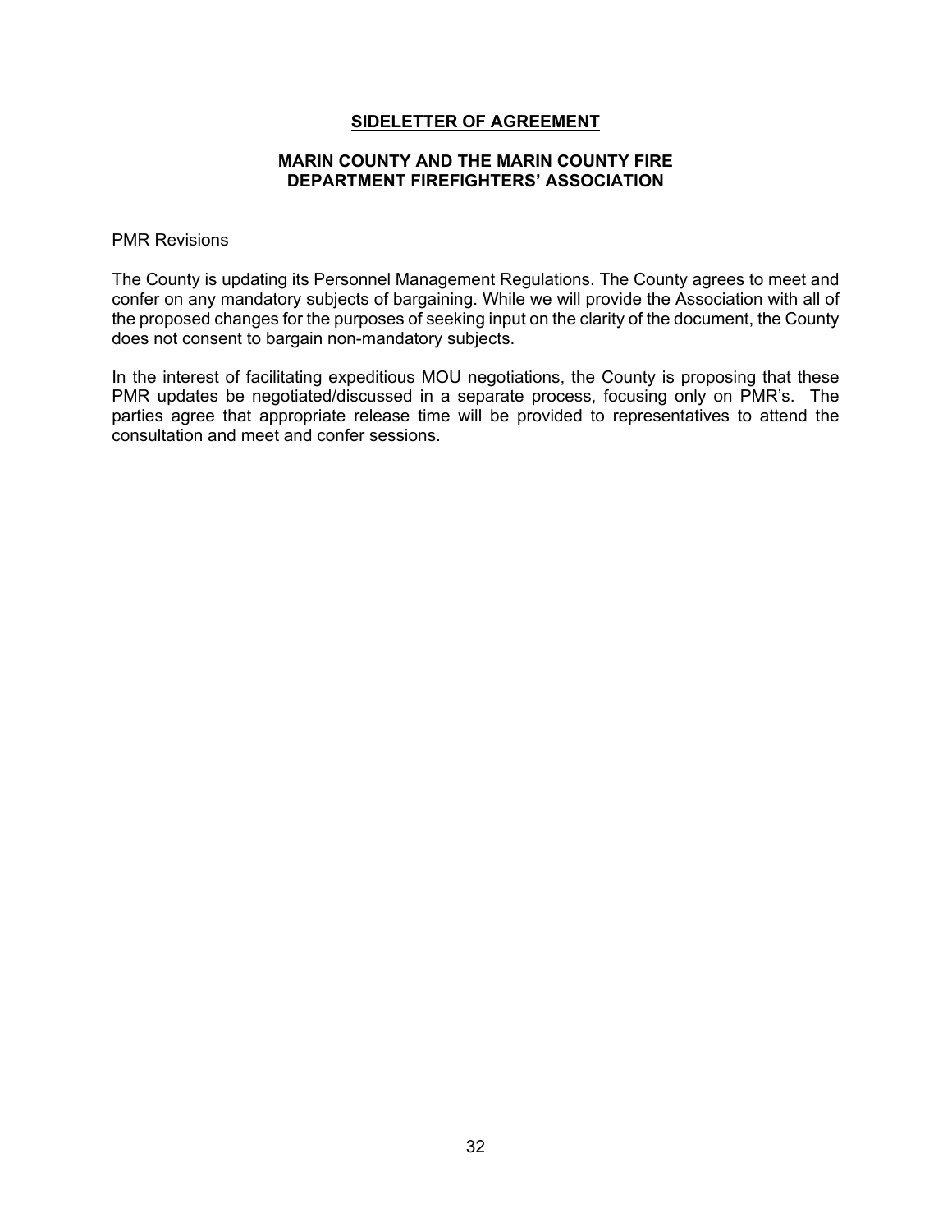# SIDELETTER OF AGREEMENT

## MARIN COUNTY AND THE MARIN COUNTY FIRE DEPARTMENT FIREFIGHTERS' ASSOCIATION

PMR Revisions

The County is updating its Personnel Management Regulations. The County agrees to meet and confer on any mandatory subjects of bargaining. While we will provide the Association with all of the proposed changes for the purposes of seeking input on the clarity of the document, the County does not consent to bargain non-mandatory subjects.

In the interest of facilitating expeditious MOU negotiations, the County is proposing that these PMR updates be negotiated/discussed in a separate process, focusing only on PMR's. The parties agree that appropriate release time will be provided to representatives to attend the consultation and meet and confer sessions.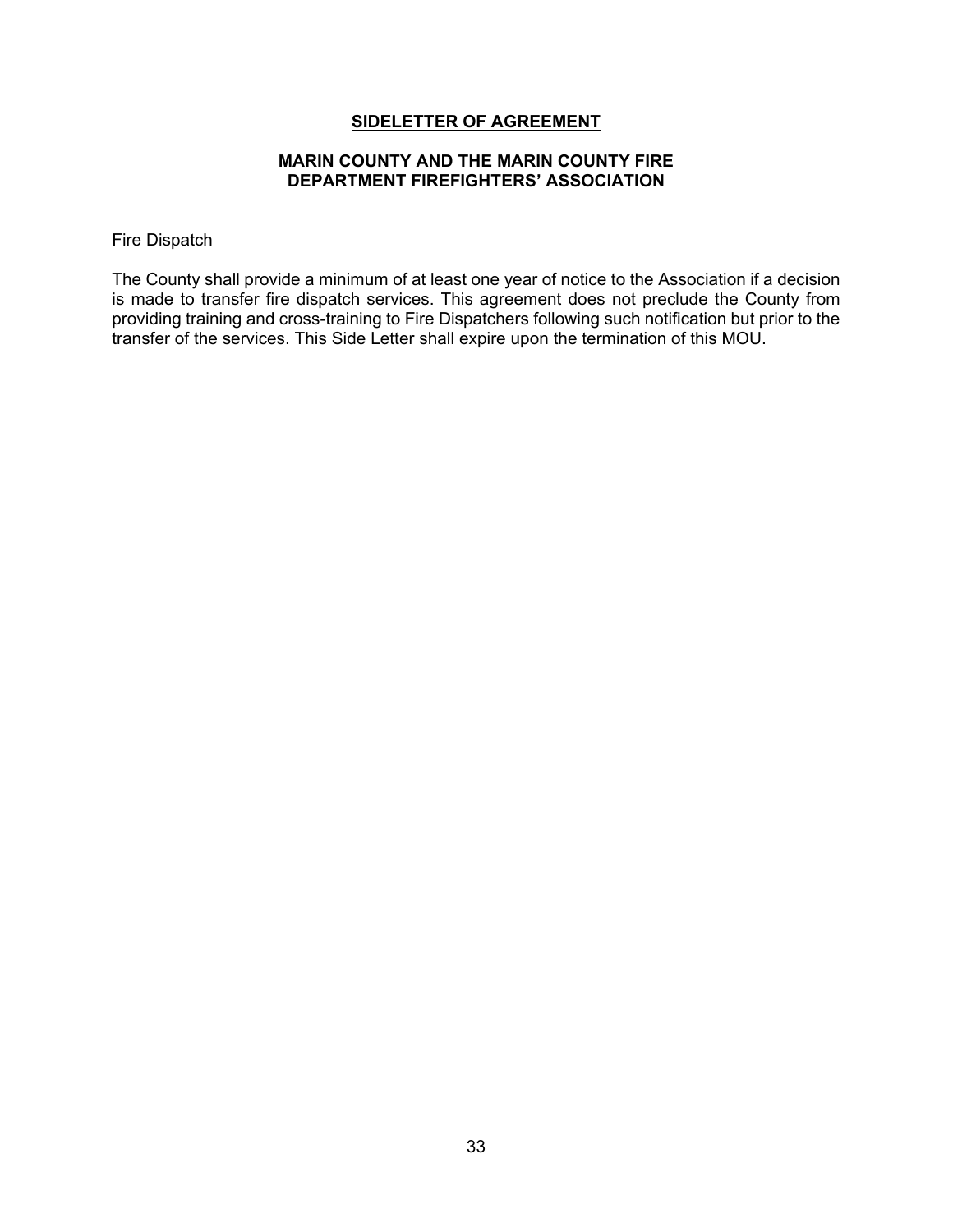## SIDELETTER OF AGREEMENT

### MARIN COUNTY AND THE MARIN COUNTY FIRE DEPARTMENT FIREFIGHTERS' ASSOCIATION

Fire Dispatch

The County shall provide a minimum of at least one year of notice to the Association if a decision is made to transfer fire dispatch services. This agreement does not preclude the County from providing training and cross-training to Fire Dispatchers following such notification but prior to the transfer of the services. This Side Letter shall expire upon the termination of this MOU.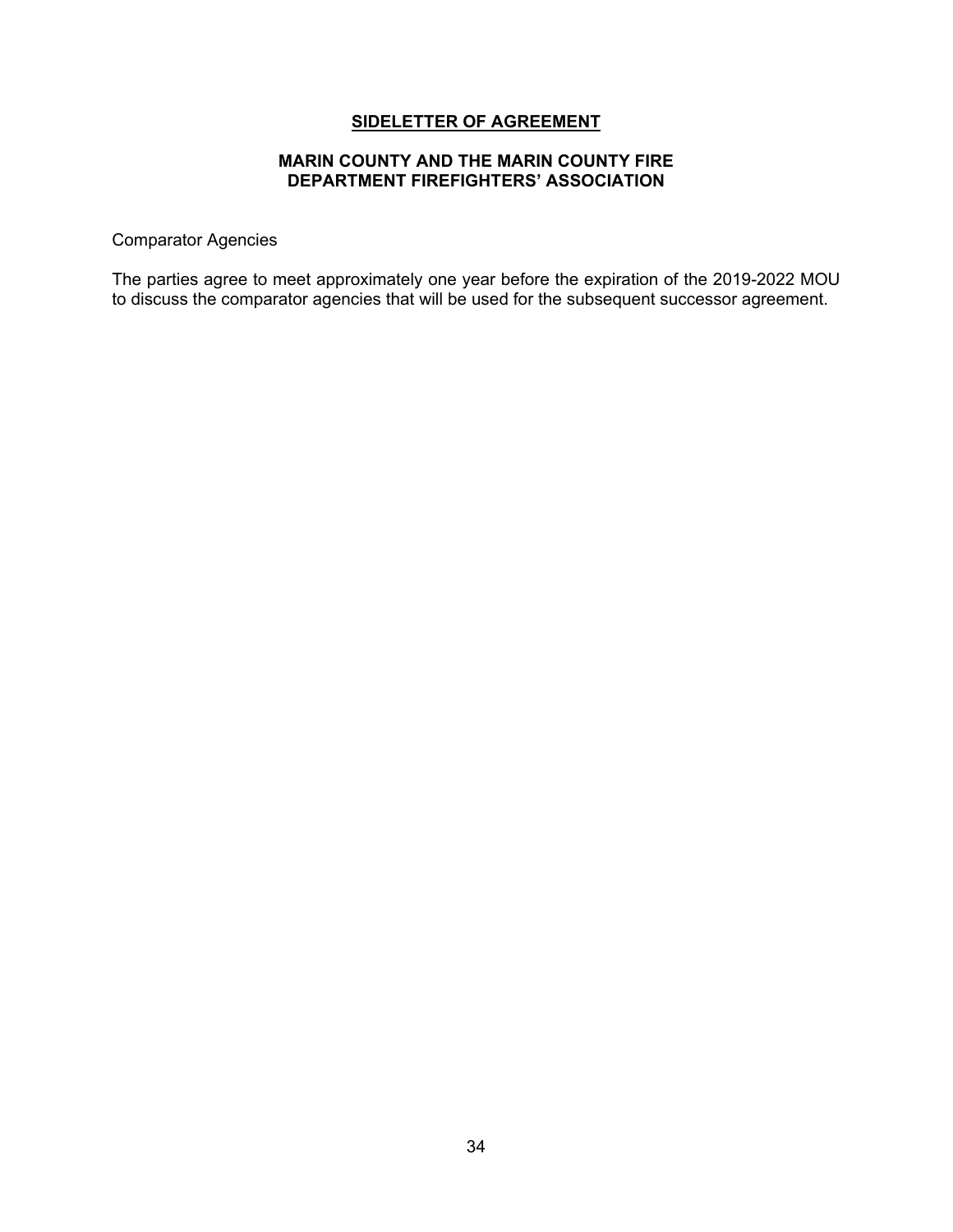# **SIDELETTER OF AGREEMENT**

## **MARIN COUNTY AND THE MARIN COUNTY FIRE DEPARTMENT FIREFIGHTERS' ASSOCIATION**

Comparator Agencies

The parties agree to meet approximately one year before the expiration of the 2019-2022 MOU to discuss the comparator agencies that will be used for the subsequent successor agreement.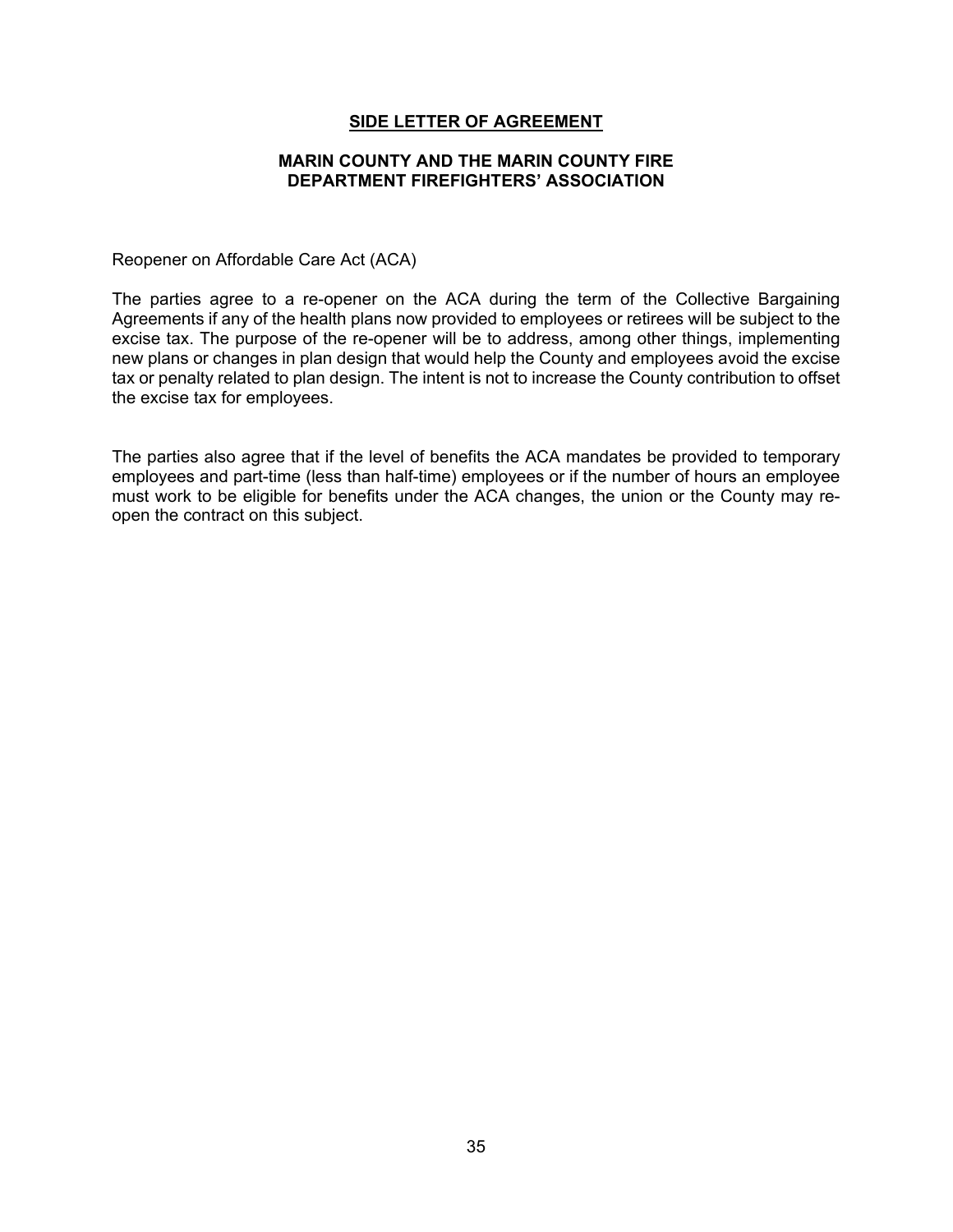## SIDE LETTER OF AGREEMENT

### MARIN COUNTY AND THE MARIN COUNTY FIRE DEPARTMENT FIREFIGHTERS' ASSOCIATION

Reopener on Affordable Care Act (ACA)

The parties agree to a re-opener on the ACA during the term of the Collective Bargaining Agreements if any of the health plans now provided to employees or retirees will be subject to the excise tax. The purpose of the re-opener will be to address, among other things, implementing new plans or changes in plan design that would help the County and employees avoid the excise tax or penalty related to plan design. The intent is not to increase the County contribution to offset the excise tax for employees.

The parties also agree that if the level of benefits the ACA mandates be provided to temporary employees and part-time (less than half-time) employees or if the number of hours an employee must work to be eligible for benefits under the ACA changes, the union or the County may re-open the contract on this subject.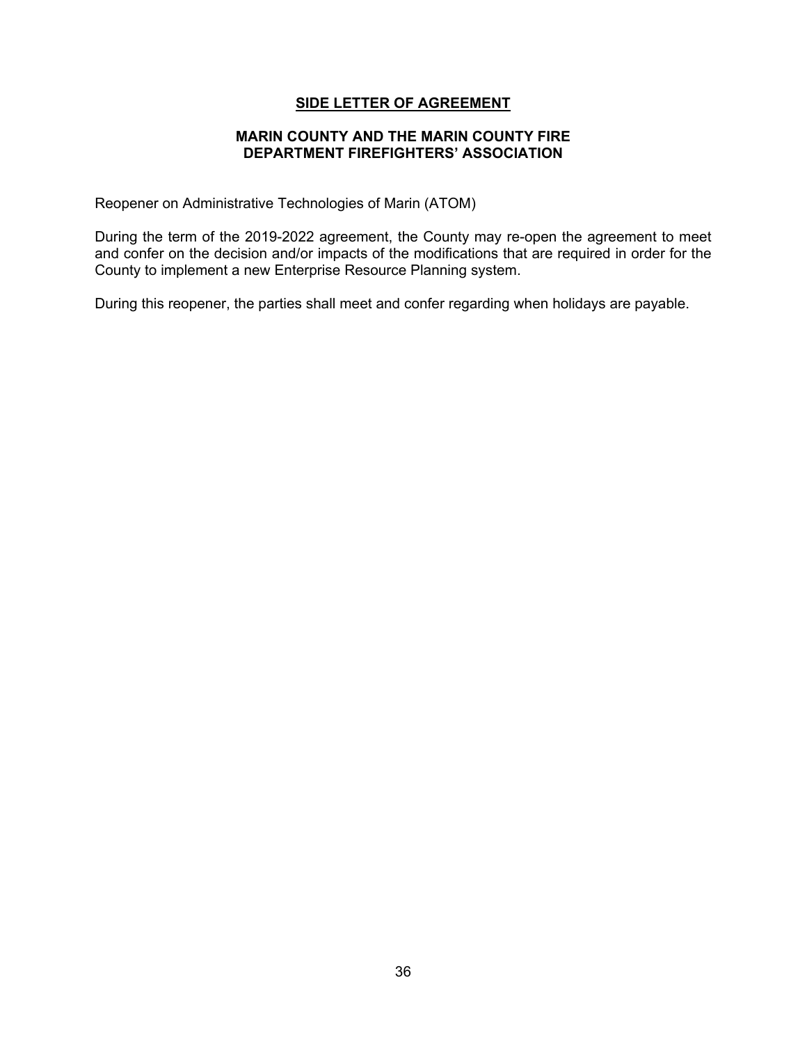## **SIDE LETTER OF AGREEMENT**

### MARIN COUNTY AND THE MARIN COUNTY FIRE DEPARTMENT FIREFIGHTERS' ASSOCIATION

Reopener on Administrative Technologies of Marin (ATOM)

During the term of the 2019-2022 agreement, the County may re-open the agreement to meet and confer on the decision and/or impacts of the modifications that are required in order for the County to implement a new Enterprise Resource Planning system.

During this reopener, the parties shall meet and confer regarding when holidays are payable.